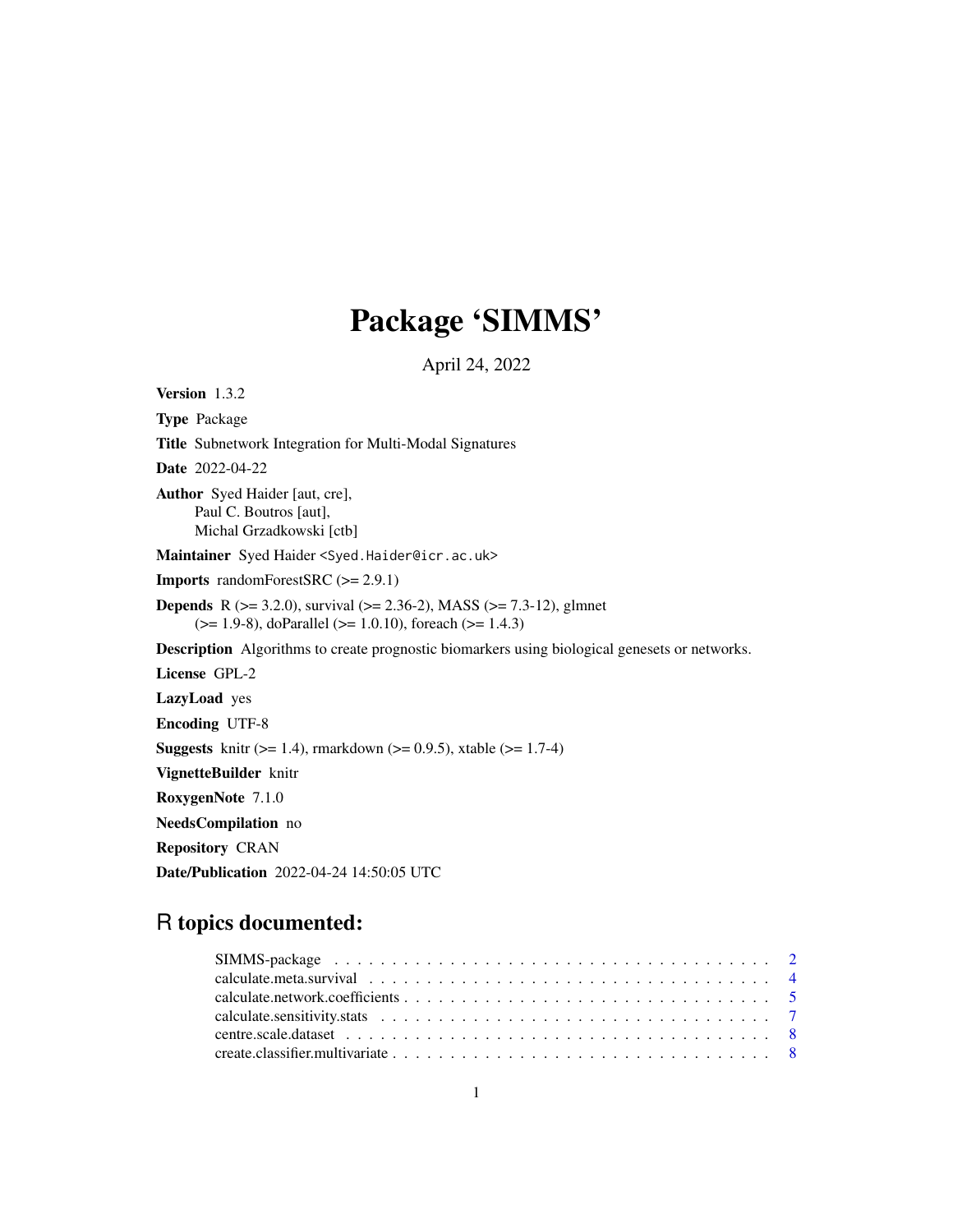# Package 'SIMMS'

April 24, 2022

**Version** 1.3.2

**Type** Package

**Title** Subnetwork Integration for Multi-Modal Signatures

**Date** 2022-04-22

**Author** Syed Haider [aut, cre],
Paul C. Boutros [aut],
Michal Grzadkowski [ctb]

**Maintainer** Syed Haider <Syed.Haider@icr.ac.uk>

**Imports** randomForestSRC (>= 2.9.1)

**Depends** R (>= 3.2.0), survival (>= 2.36-2), MASS (>= 7.3-12), glmnet (>= 1.9-8), doParallel (>= 1.0.10), foreach (>= 1.4.3)

**Description** Algorithms to create prognostic biomarkers using biological genesets or networks.

**License** GPL-2

**LazyLoad** yes

**Encoding** UTF-8

**Suggests** knitr (>= 1.4), rmarkdown (>= 0.9.5), xtable (>= 1.7-4)

**VignetteBuilder** knitr

**RoxygenNote** 7.1.0

**NeedsCompilation** no

**Repository** CRAN

**Date/Publication** 2022-04-24 14:50:05 UTC

## R topics documented:

- SIMMS-package . . . . . . . . . . . . . . . . . . . . . . . . . . . . . . . . . . . . . . . 2
- calculate.meta.survival . . . . . . . . . . . . . . . . . . . . . . . . . . . . . . . . . . . 4
- calculate.network.coefficients . . . . . . . . . . . . . . . . . . . . . . . . . . . . . . . 5
- calculate.sensitivity.stats . . . . . . . . . . . . . . . . . . . . . . . . . . . . . . . . . 7
- centre.scale.dataset . . . . . . . . . . . . . . . . . . . . . . . . . . . . . . . . . . . . 8
- create.classifier.multivariate . . . . . . . . . . . . . . . . . . . . . . . . . . . . . . . 8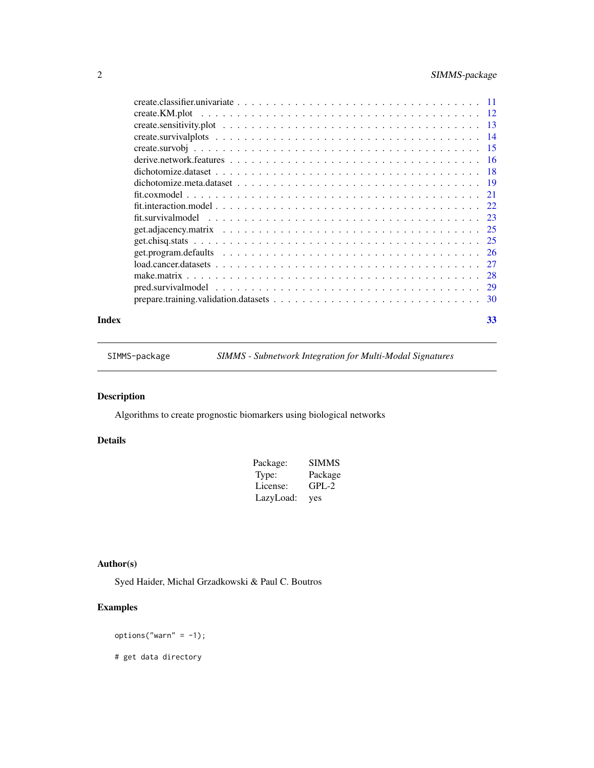create.classifier.univariate . . . . . . . . . . . . . . . . . . . . . . . . . . . . . . . 11
create.KM.plot . . . . . . . . . . . . . . . . . . . . . . . . . . . . . . . . . . . . . 12
create.sensitivity.plot . . . . . . . . . . . . . . . . . . . . . . . . . . . . . . . . . . 13
create.survivalplots . . . . . . . . . . . . . . . . . . . . . . . . . . . . . . . . . . . 14
create.survobj . . . . . . . . . . . . . . . . . . . . . . . . . . . . . . . . . . . . . . 15
derive.network.features . . . . . . . . . . . . . . . . . . . . . . . . . . . . . . . . . 16
dichotomize.dataset . . . . . . . . . . . . . . . . . . . . . . . . . . . . . . . . . . . 18
dichotomize.meta.dataset . . . . . . . . . . . . . . . . . . . . . . . . . . . . . . . . 19
fit.coxmodel . . . . . . . . . . . . . . . . . . . . . . . . . . . . . . . . . . . . . . . 21
fit.interaction.model . . . . . . . . . . . . . . . . . . . . . . . . . . . . . . . . . . 22
fit.survivalmodel . . . . . . . . . . . . . . . . . . . . . . . . . . . . . . . . . . . . 23
get.adjacency.matrix . . . . . . . . . . . . . . . . . . . . . . . . . . . . . . . . . . 25
get.chisq.stats . . . . . . . . . . . . . . . . . . . . . . . . . . . . . . . . . . . . . 25
get.program.defaults . . . . . . . . . . . . . . . . . . . . . . . . . . . . . . . . . . 26
load.cancer.datasets . . . . . . . . . . . . . . . . . . . . . . . . . . . . . . . . . . 27
make.matrix . . . . . . . . . . . . . . . . . . . . . . . . . . . . . . . . . . . . . . . 28
pred.survivalmodel . . . . . . . . . . . . . . . . . . . . . . . . . . . . . . . . . . . 29
prepare.training.validation.datasets . . . . . . . . . . . . . . . . . . . . . . . . . . 30

**Index** **33**

---

`SIMMS-package` *SIMMS - Subnetwork Integration for Multi-Modal Signatures*

---

## Description

Algorithms to create prognostic biomarkers using biological networks

## Details

| | |
|---|---|
| Package: | SIMMS |
| Type: | Package |
| License: | GPL-2 |
| LazyLoad: | yes |

## Author(s)

Syed Haider, Michal Grzadkowski & Paul C. Boutros

## Examples

```
options("warn" = -1);

# get data directory
```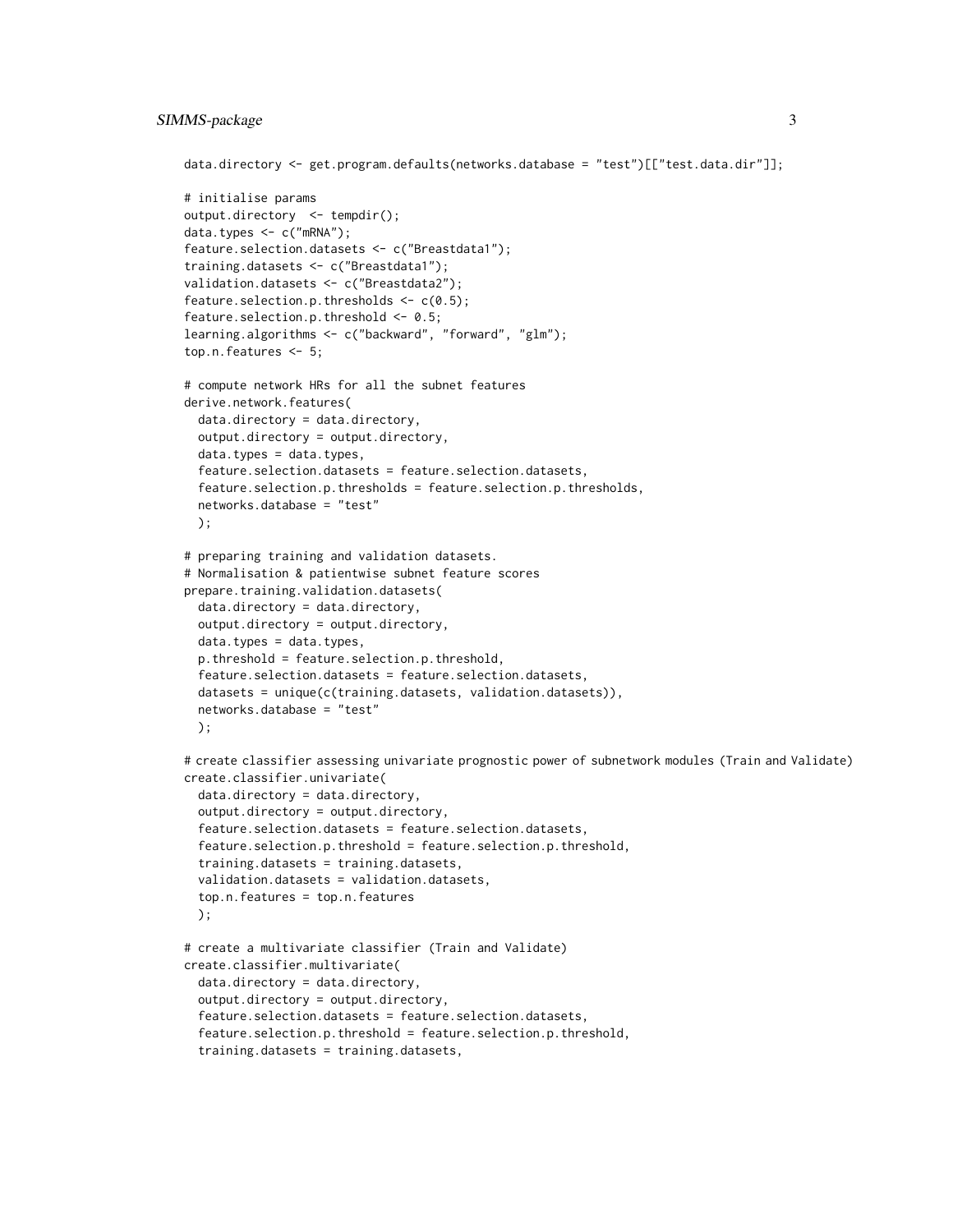```
data.directory <- get.program.defaults(networks.database = "test")[["test.data.dir"]];

# initialise params
output.directory  <- tempdir();
data.types <- c("mRNA");
feature.selection.datasets <- c("Breastdata1");
training.datasets <- c("Breastdata1");
validation.datasets <- c("Breastdata2");
feature.selection.p.thresholds <- c(0.5);
feature.selection.p.threshold <- 0.5;
learning.algorithms <- c("backward", "forward", "glm");
top.n.features <- 5;

# compute network HRs for all the subnet features
derive.network.features(
  data.directory = data.directory,
  output.directory = output.directory,
  data.types = data.types,
  feature.selection.datasets = feature.selection.datasets,
  feature.selection.p.thresholds = feature.selection.p.thresholds,
  networks.database = "test"
  );

# preparing training and validation datasets.
# Normalisation & patientwise subnet feature scores
prepare.training.validation.datasets(
  data.directory = data.directory,
  output.directory = output.directory,
  data.types = data.types,
  p.threshold = feature.selection.p.threshold,
  feature.selection.datasets = feature.selection.datasets,
  datasets = unique(c(training.datasets, validation.datasets)),
  networks.database = "test"
  );

# create classifier assessing univariate prognostic power of subnetwork modules (Train and Validate)
create.classifier.univariate(
  data.directory = data.directory,
  output.directory = output.directory,
  feature.selection.datasets = feature.selection.datasets,
  feature.selection.p.threshold = feature.selection.p.threshold,
  training.datasets = training.datasets,
  validation.datasets = validation.datasets,
  top.n.features = top.n.features
  );

# create a multivariate classifier (Train and Validate)
create.classifier.multivariate(
  data.directory = data.directory,
  output.directory = output.directory,
  feature.selection.datasets = feature.selection.datasets,
  feature.selection.p.threshold = feature.selection.p.threshold,
  training.datasets = training.datasets,
```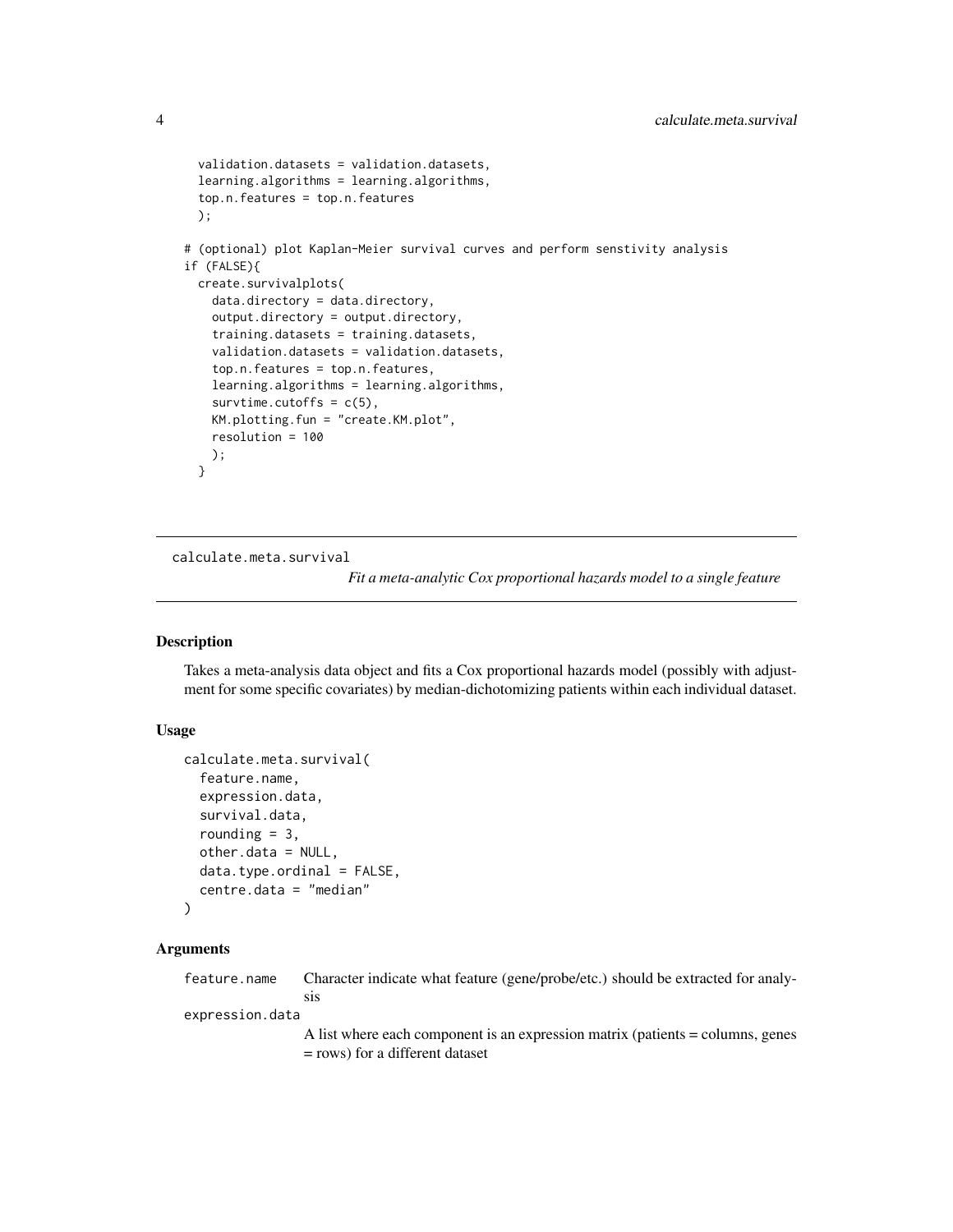```
  validation.datasets = validation.datasets,
  learning.algorithms = learning.algorithms,
  top.n.features = top.n.features
  );

# (optional) plot Kaplan-Meier survival curves and perform senstivity analysis
if (FALSE){
  create.survivalplots(
    data.directory = data.directory,
    output.directory = output.directory,
    training.datasets = training.datasets,
    validation.datasets = validation.datasets,
    top.n.features = top.n.features,
    learning.algorithms = learning.algorithms,
    survtime.cutoffs = c(5),
    KM.plotting.fun = "create.KM.plot",
    resolution = 100
    );
  }
```

## calculate.meta.survival

*Fit a meta-analytic Cox proportional hazards model to a single feature*

### Description

Takes a meta-analysis data object and fits a Cox proportional hazards model (possibly with adjustment for some specific covariates) by median-dichotomizing patients within each individual dataset.

### Usage

```
calculate.meta.survival(
  feature.name,
  expression.data,
  survival.data,
  rounding = 3,
  other.data = NULL,
  data.type.ordinal = FALSE,
  centre.data = "median"
)
```

### Arguments

`feature.name` Character indicate what feature (gene/probe/etc.) should be extracted for analysis

`expression.data` A list where each component is an expression matrix (patients = columns, genes = rows) for a different dataset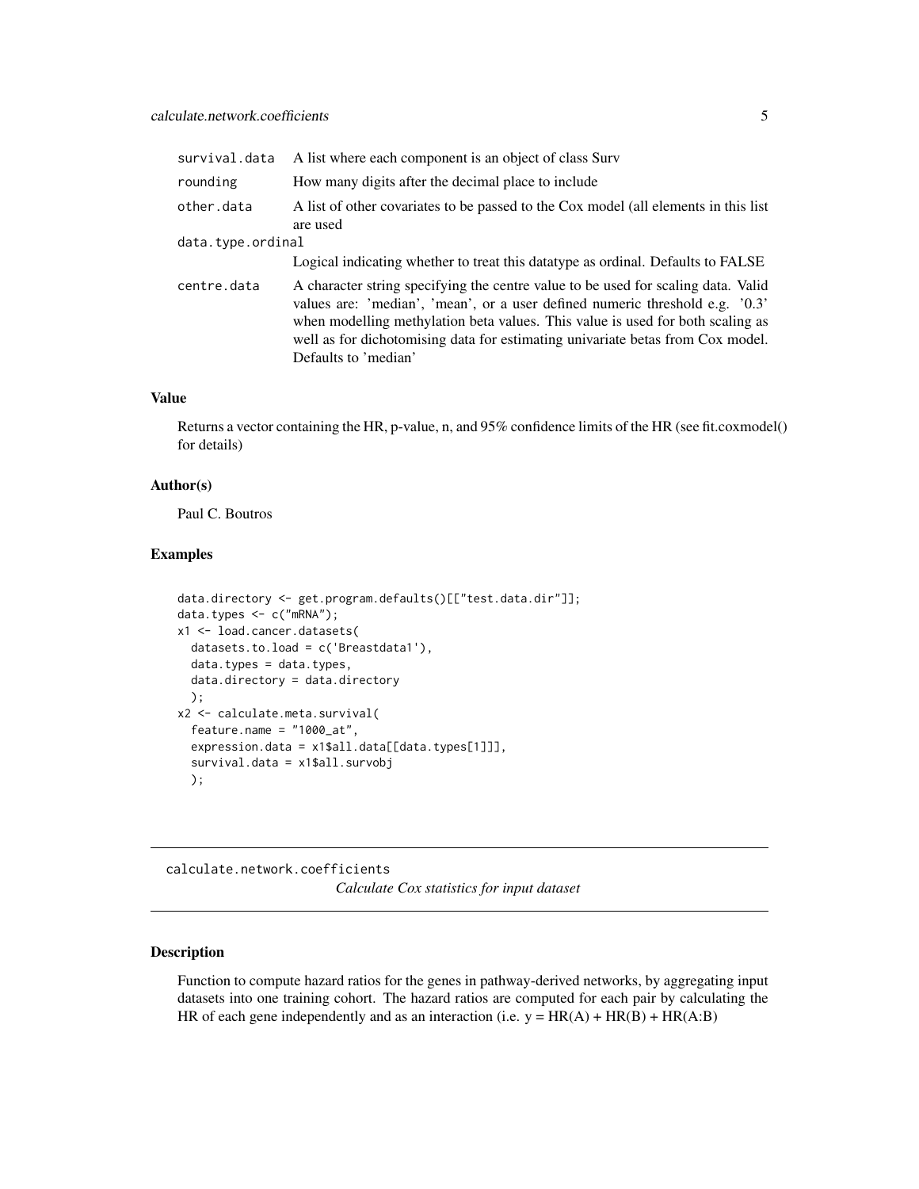| | |
|---|---|
| survival.data | A list where each component is an object of class Surv |
| rounding | How many digits after the decimal place to include |
| other.data | A list of other covariates to be passed to the Cox model (all elements in this list are used |
| data.type.ordinal | Logical indicating whether to treat this datatype as ordinal. Defaults to FALSE |
| centre.data | A character string specifying the centre value to be used for scaling data. Valid values are: 'median', 'mean', or a user defined numeric threshold e.g. '0.3' when modelling methylation beta values. This value is used for both scaling as well as for dichotomising data for estimating univariate betas from Cox model. Defaults to 'median' |

### Value

Returns a vector containing the HR, p-value, n, and 95% confidence limits of the HR (see fit.coxmodel() for details)

### Author(s)

Paul C. Boutros

### Examples

```
data.directory <- get.program.defaults()[["test.data.dir"]];
data.types <- c("mRNA");
x1 <- load.cancer.datasets(
  datasets.to.load = c('Breastdata1'),
  data.types = data.types,
  data.directory = data.directory
  );
x2 <- calculate.meta.survival(
  feature.name = "1000_at",
  expression.data = x1$all.data[[data.types[1]]],
  survival.data = x1$all.survobj
  );
```

---

## calculate.network.coefficients

*Calculate Cox statistics for input dataset*

---

### Description

Function to compute hazard ratios for the genes in pathway-derived networks, by aggregating input datasets into one training cohort. The hazard ratios are computed for each pair by calculating the HR of each gene independently and as an interaction (i.e. y = HR(A) + HR(B) + HR(A:B)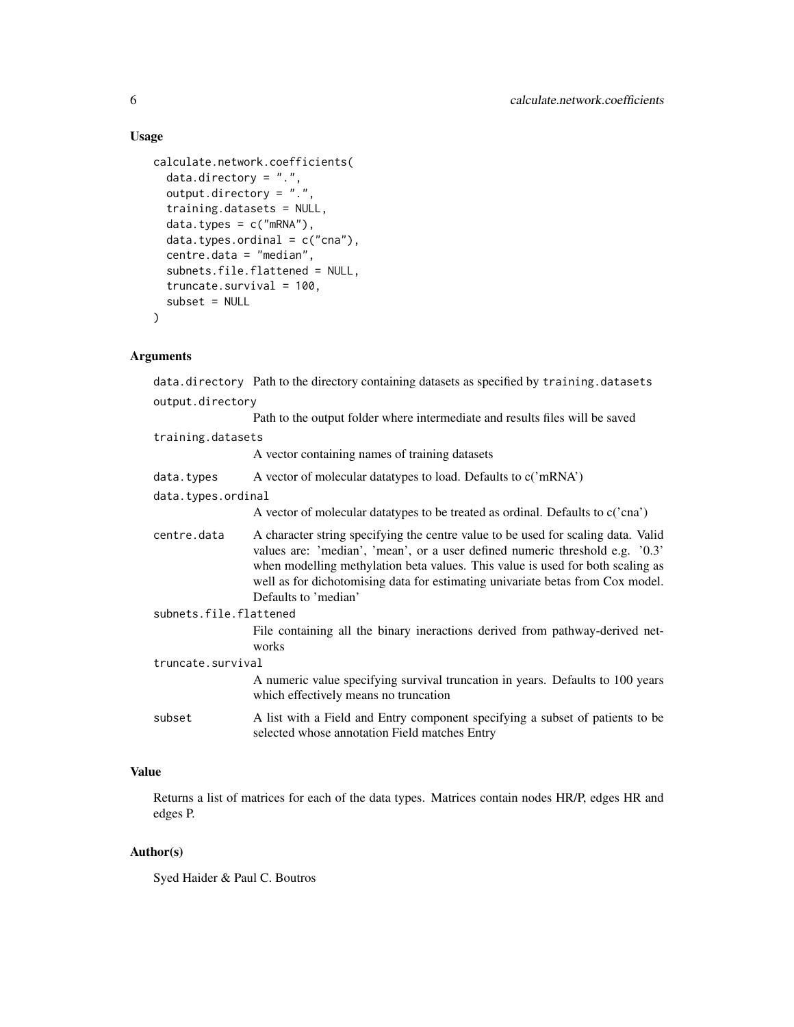## Usage

```
calculate.network.coefficients(
  data.directory = ".",
  output.directory = ".",
  training.datasets = NULL,
  data.types = c("mRNA"),
  data.types.ordinal = c("cna"),
  centre.data = "median",
  subnets.file.flattened = NULL,
  truncate.survival = 100,
  subset = NULL
)
```

## Arguments

| Argument | Description |
|---|---|
| `data.directory` | Path to the directory containing datasets as specified by `training.datasets` |
| `output.directory` | Path to the output folder where intermediate and results files will be saved |
| `training.datasets` | A vector containing names of training datasets |
| `data.types` | A vector of molecular datatypes to load. Defaults to c('mRNA') |
| `data.types.ordinal` | A vector of molecular datatypes to be treated as ordinal. Defaults to c('cna') |
| `centre.data` | A character string specifying the centre value to be used for scaling data. Valid values are: 'median', 'mean', or a user defined numeric threshold e.g. '0.3' when modelling methylation beta values. This value is used for both scaling as well as for dichotomising data for estimating univariate betas from Cox model. Defaults to 'median' |
| `subnets.file.flattened` | File containing all the binary ineractions derived from pathway-derived networks |
| `truncate.survival` | A numeric value specifying survival truncation in years. Defaults to 100 years which effectively means no truncation |
| `subset` | A list with a Field and Entry component specifying a subset of patients to be selected whose annotation Field matches Entry |

## Value

Returns a list of matrices for each of the data types. Matrices contain nodes HR/P, edges HR and edges P.

## Author(s)

Syed Haider & Paul C. Boutros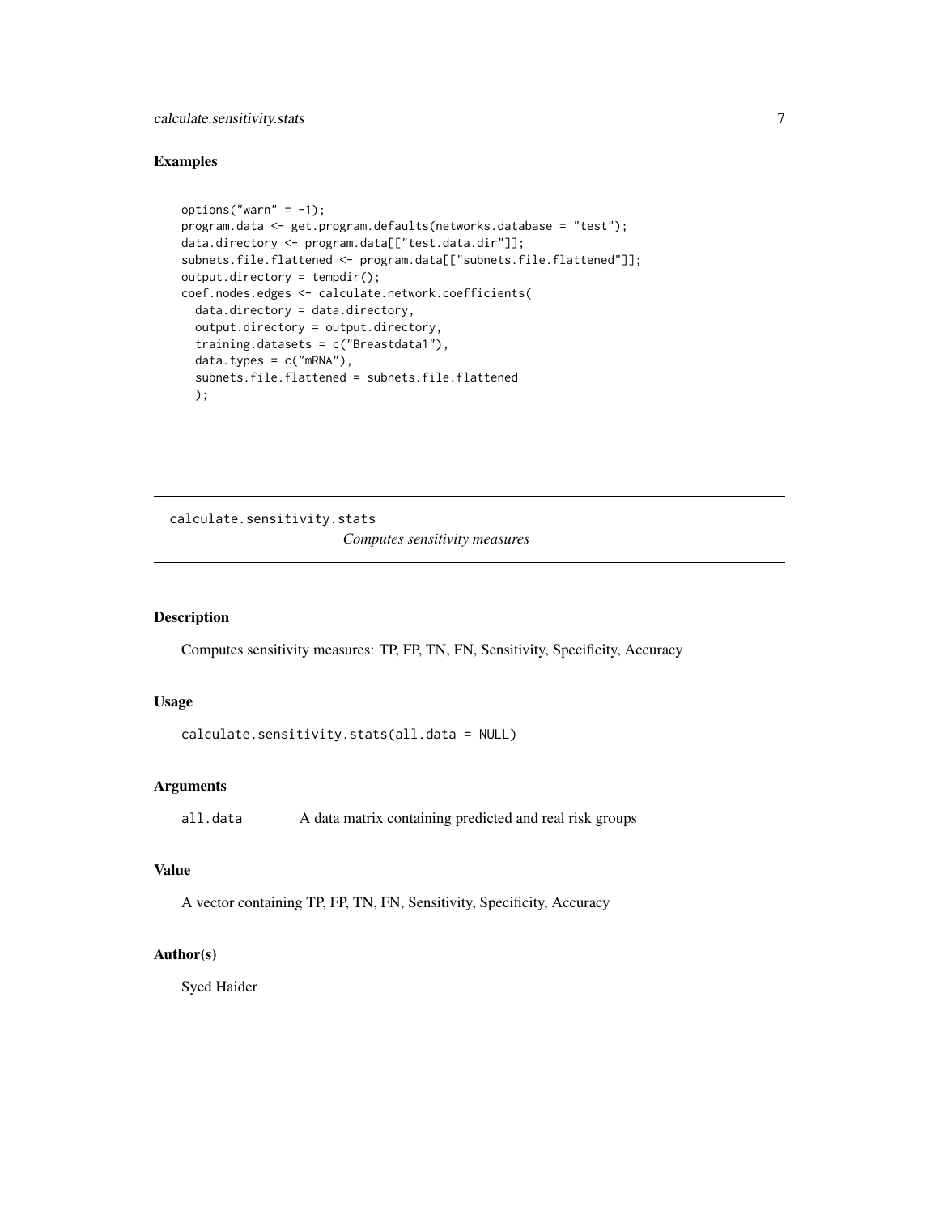## Examples

```
options("warn" = -1);
program.data <- get.program.defaults(networks.database = "test");
data.directory <- program.data[["test.data.dir"]];
subnets.file.flattened <- program.data[["subnets.file.flattened"]];
output.directory = tempdir();
coef.nodes.edges <- calculate.network.coefficients(
  data.directory = data.directory,
  output.directory = output.directory,
  training.datasets = c("Breastdata1"),
  data.types = c("mRNA"),
  subnets.file.flattened = subnets.file.flattened
  );
```

---

# calculate.sensitivity.stats

*Computes sensitivity measures*

---

## Description

Computes sensitivity measures: TP, FP, TN, FN, Sensitivity, Specificity, Accuracy

## Usage

```
calculate.sensitivity.stats(all.data = NULL)
```

## Arguments

| | |
|---|---|
| all.data | A data matrix containing predicted and real risk groups |

## Value

A vector containing TP, FP, TN, FN, Sensitivity, Specificity, Accuracy

## Author(s)

Syed Haider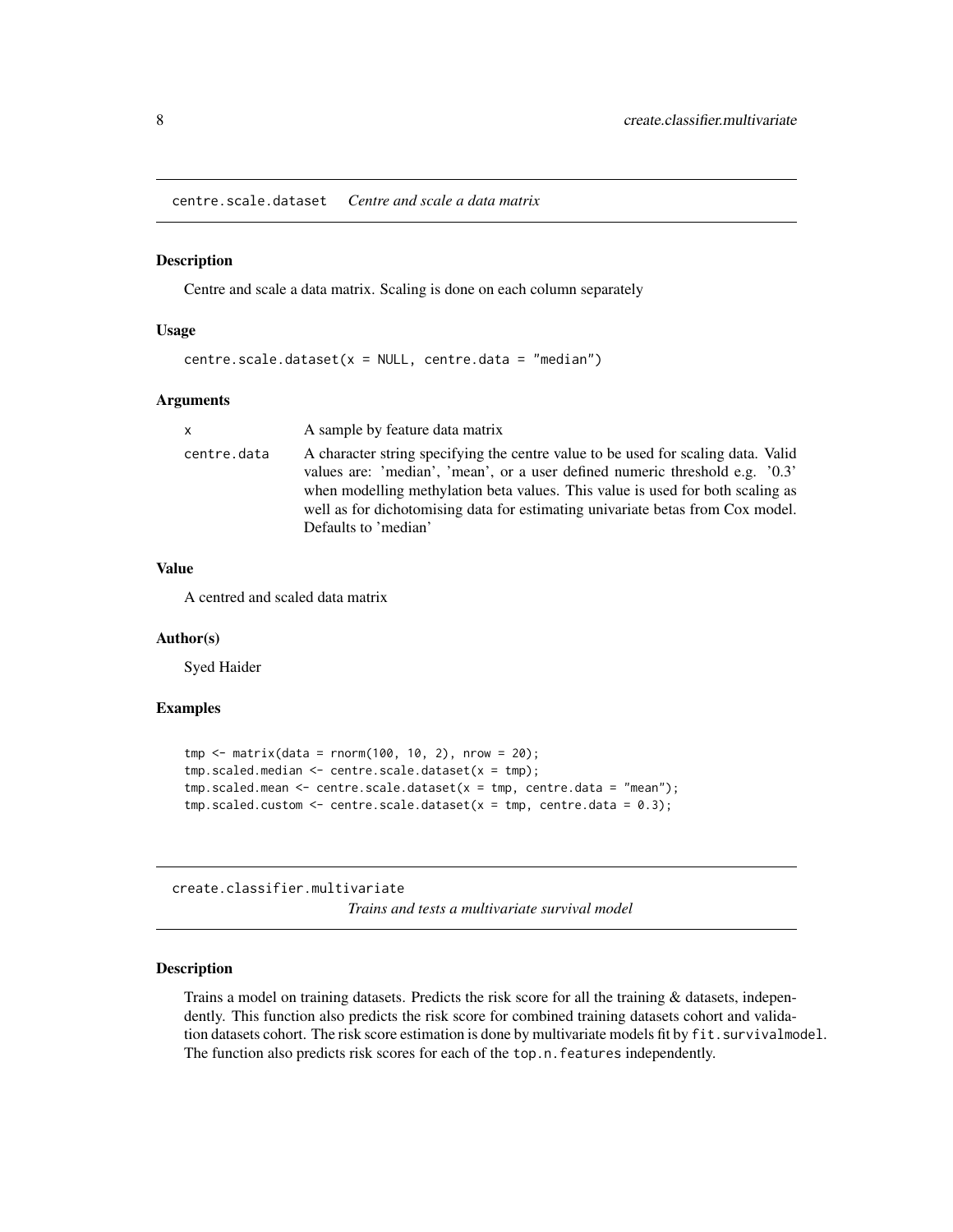## centre.scale.dataset *Centre and scale a data matrix*

### Description

Centre and scale a data matrix. Scaling is done on each column separately

### Usage

```
centre.scale.dataset(x = NULL, centre.data = "median")
```

### Arguments

| | |
|---|---|
| x | A sample by feature data matrix |
| centre.data | A character string specifying the centre value to be used for scaling data. Valid values are: 'median', 'mean', or a user defined numeric threshold e.g. '0.3' when modelling methylation beta values. This value is used for both scaling as well as for dichotomising data for estimating univariate betas from Cox model. Defaults to 'median' |

### Value

A centred and scaled data matrix

### Author(s)

Syed Haider

### Examples

```
tmp <- matrix(data = rnorm(100, 10, 2), nrow = 20);
tmp.scaled.median <- centre.scale.dataset(x = tmp);
tmp.scaled.mean <- centre.scale.dataset(x = tmp, centre.data = "mean");
tmp.scaled.custom <- centre.scale.dataset(x = tmp, centre.data = 0.3);
```

## create.classifier.multivariate *Trains and tests a multivariate survival model*

### Description

Trains a model on training datasets. Predicts the risk score for all the training & datasets, independently. This function also predicts the risk score for combined training datasets cohort and validation datasets cohort. The risk score estimation is done by multivariate models fit by `fit.survivalmodel`. The function also predicts risk scores for each of the `top.n.features` independently.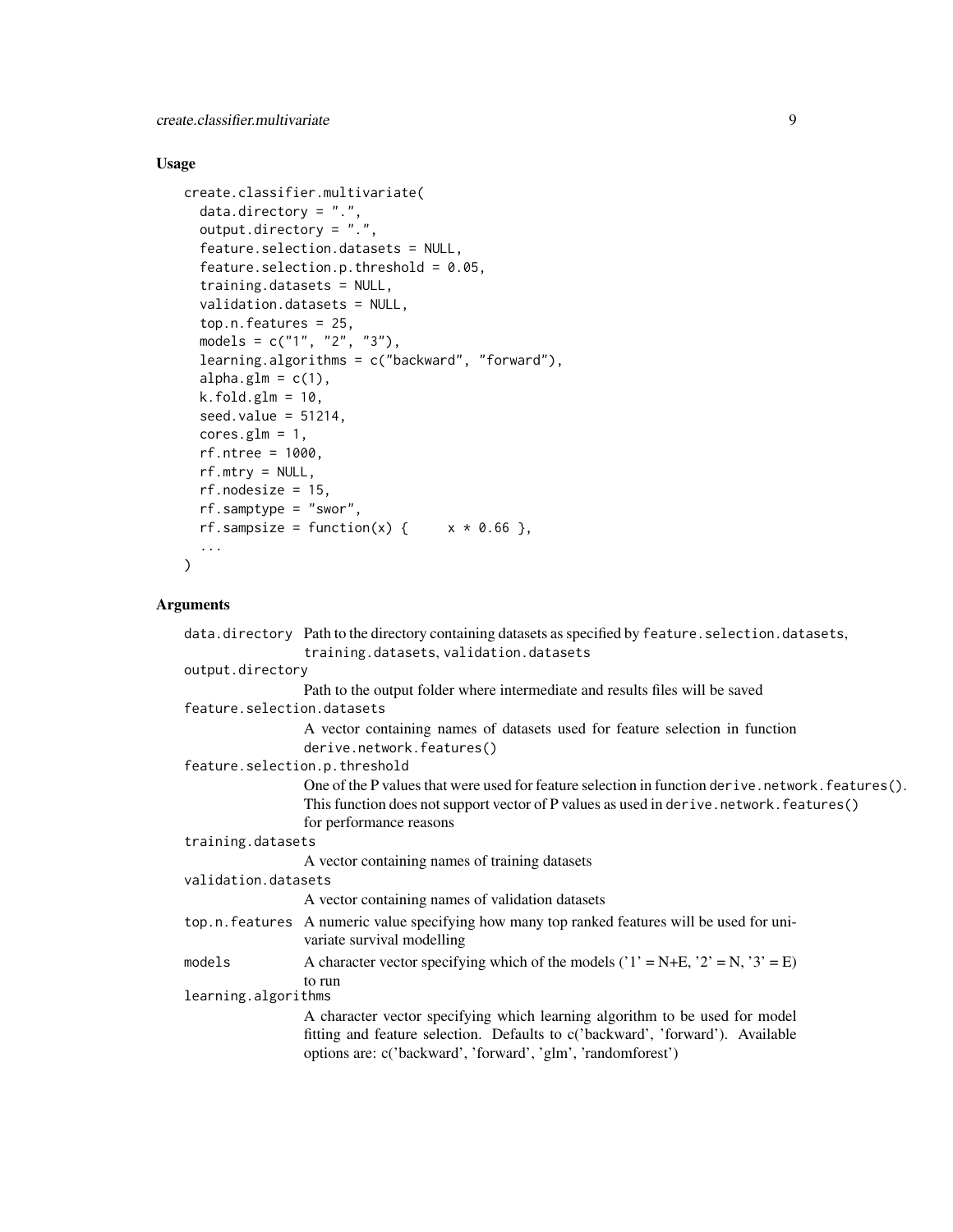### Usage

```
create.classifier.multivariate(
  data.directory = ".",
  output.directory = ".",
  feature.selection.datasets = NULL,
  feature.selection.p.threshold = 0.05,
  training.datasets = NULL,
  validation.datasets = NULL,
  top.n.features = 25,
  models = c("1", "2", "3"),
  learning.algorithms = c("backward", "forward"),
  alpha.glm = c(1),
  k.fold.glm = 10,
  seed.value = 51214,
  cores.glm = 1,
  rf.ntree = 1000,
  rf.mtry = NULL,
  rf.nodesize = 15,
  rf.samptype = "swor",
  rf.sampsize = function(x) {     x * 0.66 },
  ...
)
```

### Arguments

`data.directory` Path to the directory containing datasets as specified by `feature.selection.datasets`, `training.datasets`, `validation.datasets`

`output.directory`
Path to the output folder where intermediate and results files will be saved

`feature.selection.datasets`
A vector containing names of datasets used for feature selection in function `derive.network.features()`

`feature.selection.p.threshold`
One of the P values that were used for feature selection in function `derive.network.features()`. This function does not support vector of P values as used in `derive.network.features()` for performance reasons

`training.datasets`
A vector containing names of training datasets

`validation.datasets`
A vector containing names of validation datasets

`top.n.features` A numeric value specifying how many top ranked features will be used for univariate survival modelling

`models` A character vector specifying which of the models ('1' = N+E, '2' = N, '3' = E) to run

`learning.algorithms`
A character vector specifying which learning algorithm to be used for model fitting and feature selection. Defaults to c('backward', 'forward'). Available options are: c('backward', 'forward', 'glm', 'randomforest')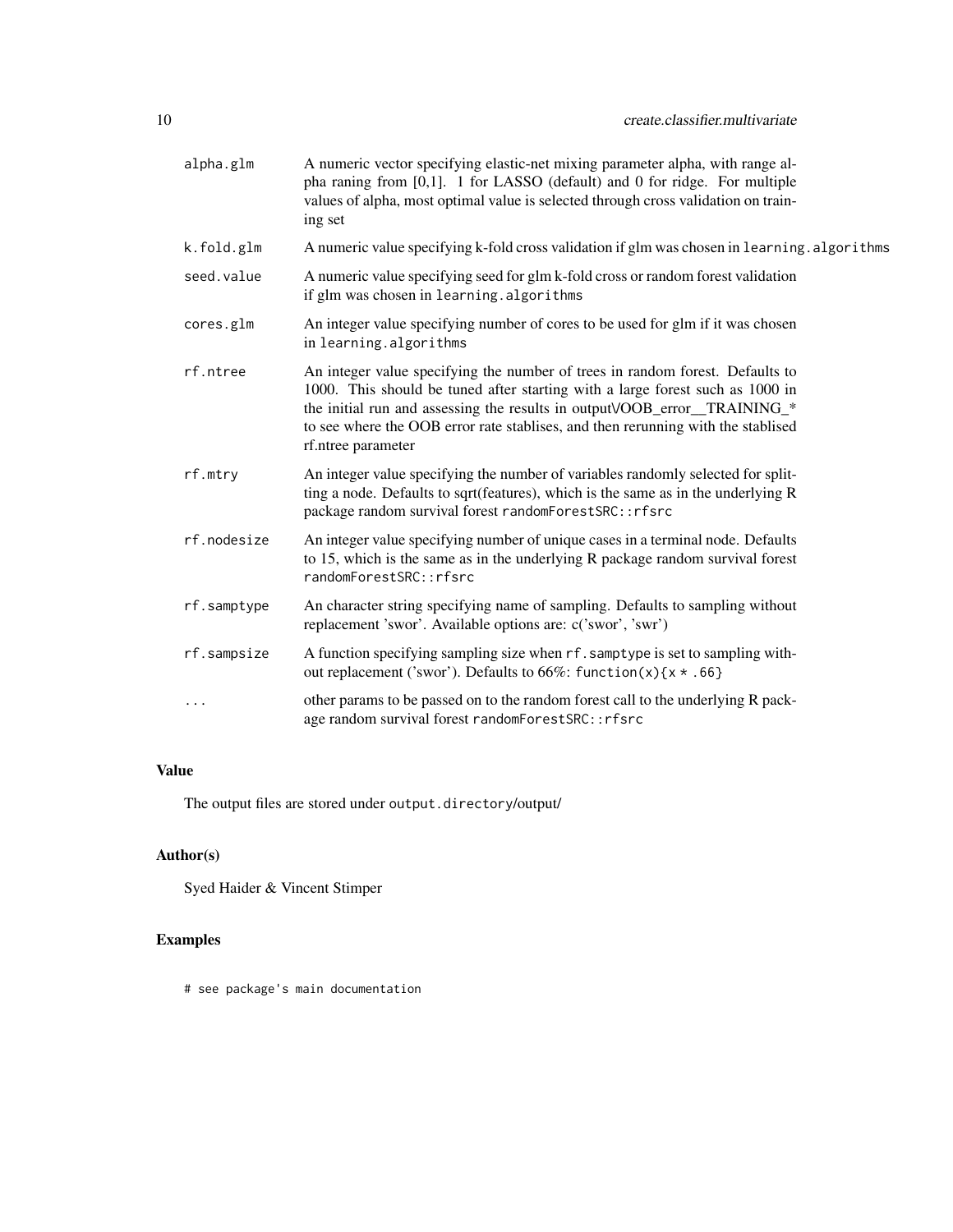| | |
|---|---|
| `alpha.glm` | A numeric vector specifying elastic-net mixing parameter alpha, with range alpha raning from [0,1]. 1 for LASSO (default) and 0 for ridge. For multiple values of alpha, most optimal value is selected through cross validation on training set |
| `k.fold.glm` | A numeric value specifying k-fold cross validation if glm was chosen in `learning.algorithms` |
| `seed.value` | A numeric value specifying seed for glm k-fold cross or random forest validation if glm was chosen in `learning.algorithms` |
| `cores.glm` | An integer value specifying number of cores to be used for glm if it was chosen in `learning.algorithms` |
| `rf.ntree` | An integer value specifying the number of trees in random forest. Defaults to 1000. This should be tuned after starting with a large forest such as 1000 in the initial run and assessing the results in output\/OOB_error__TRAINING_* to see where the OOB error rate stablises, and then rerunning with the stablised rf.ntree parameter |
| `rf.mtry` | An integer value specifying the number of variables randomly selected for splitting a node. Defaults to sqrt(features), which is the same as in the underlying R package random survival forest `randomForestSRC::rfsrc` |
| `rf.nodesize` | An integer value specifying number of unique cases in a terminal node. Defaults to 15, which is the same as in the underlying R package random survival forest `randomForestSRC::rfsrc` |
| `rf.samptype` | An character string specifying name of sampling. Defaults to sampling without replacement 'swor'. Available options are: c('swor', 'swr') |
| `rf.sampsize` | A function specifying sampling size when `rf.samptype` is set to sampling without replacement ('swor'). Defaults to 66%: `function(x){x * .66}` |
| `...` | other params to be passed on to the random forest call to the underlying R package random survival forest `randomForestSRC::rfsrc` |

## Value

The output files are stored under `output.directory`/output/

## Author(s)

Syed Haider & Vincent Stimper

## Examples

```
# see package's main documentation
```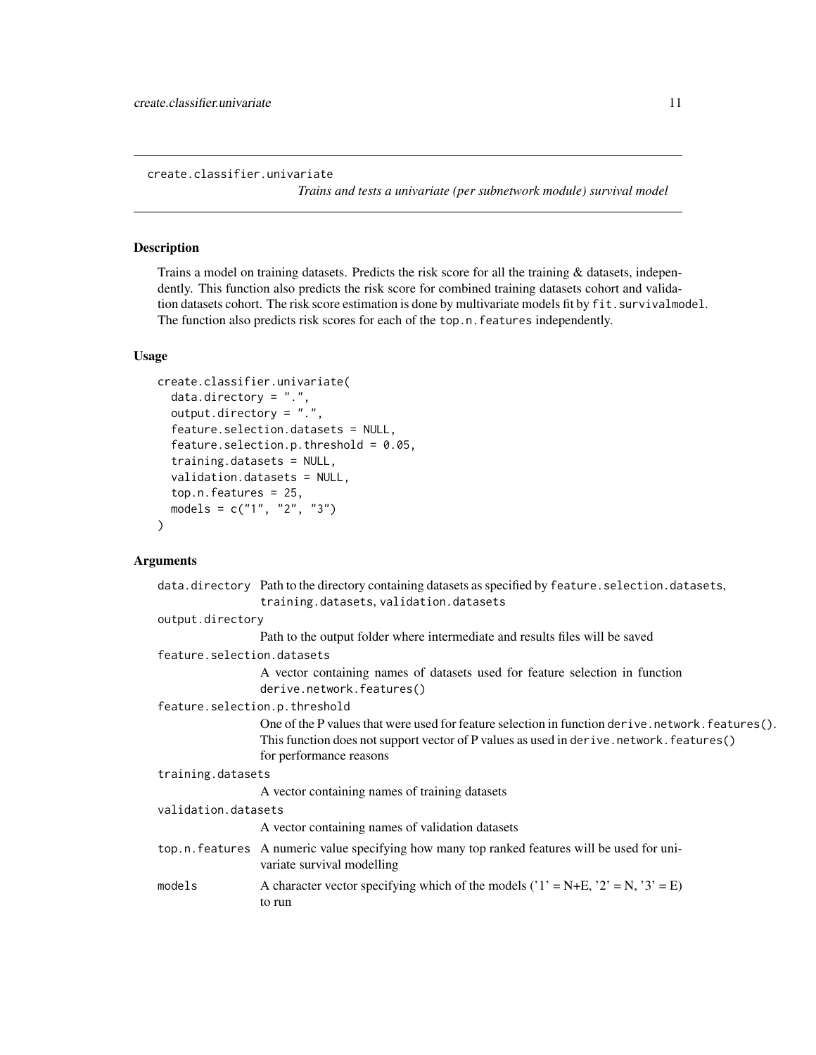```
create.classifier.univariate
```

*Trains and tests a univariate (per subnetwork module) survival model*

## Description

Trains a model on training datasets. Predicts the risk score for all the training & datasets, independently. This function also predicts the risk score for combined training datasets cohort and validation datasets cohort. The risk score estimation is done by multivariate models fit by `fit.survivalmodel`. The function also predicts risk scores for each of the `top.n.features` independently.

## Usage

```
create.classifier.univariate(
  data.directory = ".",
  output.directory = ".",
  feature.selection.datasets = NULL,
  feature.selection.p.threshold = 0.05,
  training.datasets = NULL,
  validation.datasets = NULL,
  top.n.features = 25,
  models = c("1", "2", "3")
)
```

## Arguments

`data.directory` Path to the directory containing datasets as specified by `feature.selection.datasets`, `training.datasets`, `validation.datasets`

`output.directory`
Path to the output folder where intermediate and results files will be saved

`feature.selection.datasets`
A vector containing names of datasets used for feature selection in function `derive.network.features()`

`feature.selection.p.threshold`
One of the P values that were used for feature selection in function `derive.network.features()`. This function does not support vector of P values as used in `derive.network.features()` for performance reasons

`training.datasets`
A vector containing names of training datasets

`validation.datasets`
A vector containing names of validation datasets

`top.n.features` A numeric value specifying how many top ranked features will be used for univariate survival modelling

`models` A character vector specifying which of the models ('1' = N+E, '2' = N, '3' = E) to run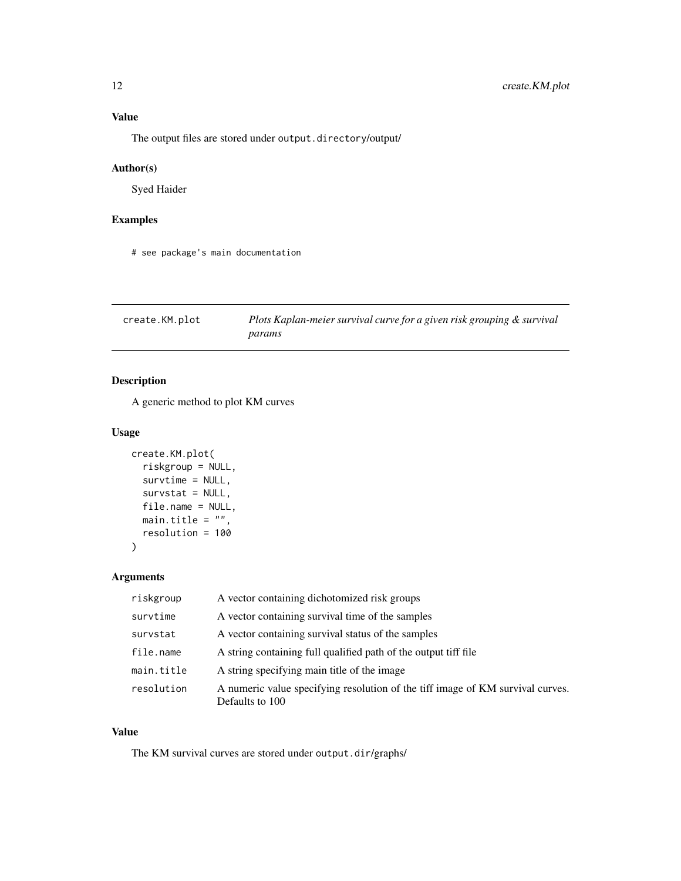## Value

The output files are stored under `output.directory`/output/

## Author(s)

Syed Haider

## Examples

```
# see package's main documentation
```

---

## create.KM.plot — *Plots Kaplan-meier survival curve for a given risk grouping & survival params*

## Description

A generic method to plot KM curves

## Usage

```
create.KM.plot(
  riskgroup = NULL,
  survtime = NULL,
  survstat = NULL,
  file.name = NULL,
  main.title = "",
  resolution = 100
)
```

## Arguments

| | |
|---|---|
| `riskgroup` | A vector containing dichotomized risk groups |
| `survtime` | A vector containing survival time of the samples |
| `survstat` | A vector containing survival status of the samples |
| `file.name` | A string containing full qualified path of the output tiff file |
| `main.title` | A string specifying main title of the image |
| `resolution` | A numeric value specifying resolution of the tiff image of KM survival curves. Defaults to 100 |

## Value

The KM survival curves are stored under `output.dir`/graphs/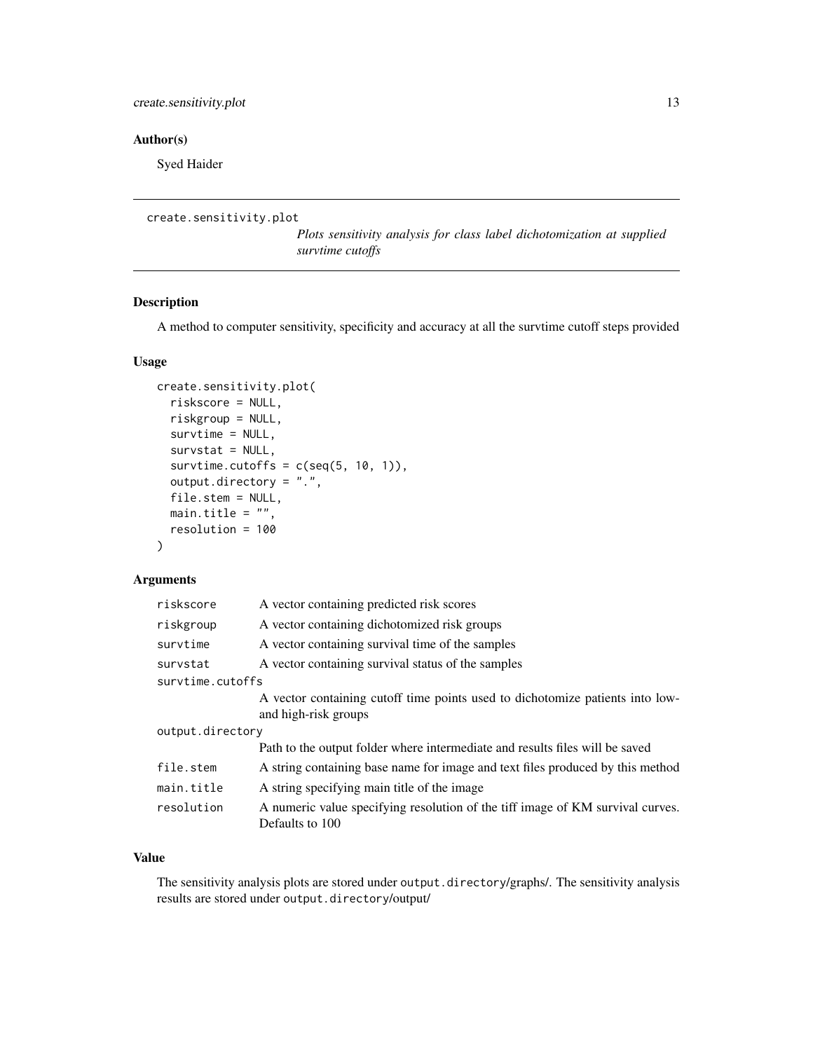## Author(s)

Syed Haider

---

`create.sensitivity.plot`

*Plots sensitivity analysis for class label dichotomization at supplied survtime cutoffs*

---

## Description

A method to computer sensitivity, specificity and accuracy at all the survtime cutoff steps provided

## Usage

```
create.sensitivity.plot(
  riskscore = NULL,
  riskgroup = NULL,
  survtime = NULL,
  survstat = NULL,
  survtime.cutoffs = c(seq(5, 10, 1)),
  output.directory = ".",
  file.stem = NULL,
  main.title = "",
  resolution = 100
)
```

## Arguments

| Argument | Description |
|---|---|
| `riskscore` | A vector containing predicted risk scores |
| `riskgroup` | A vector containing dichotomized risk groups |
| `survtime` | A vector containing survival time of the samples |
| `survstat` | A vector containing survival status of the samples |
| `survtime.cutoffs` | A vector containing cutoff time points used to dichotomize patients into low- and high-risk groups |
| `output.directory` | Path to the output folder where intermediate and results files will be saved |
| `file.stem` | A string containing base name for image and text files produced by this method |
| `main.title` | A string specifying main title of the image |
| `resolution` | A numeric value specifying resolution of the tiff image of KM survival curves. Defaults to 100 |

## Value

The sensitivity analysis plots are stored under `output.directory`/graphs/. The sensitivity analysis results are stored under `output.directory`/output/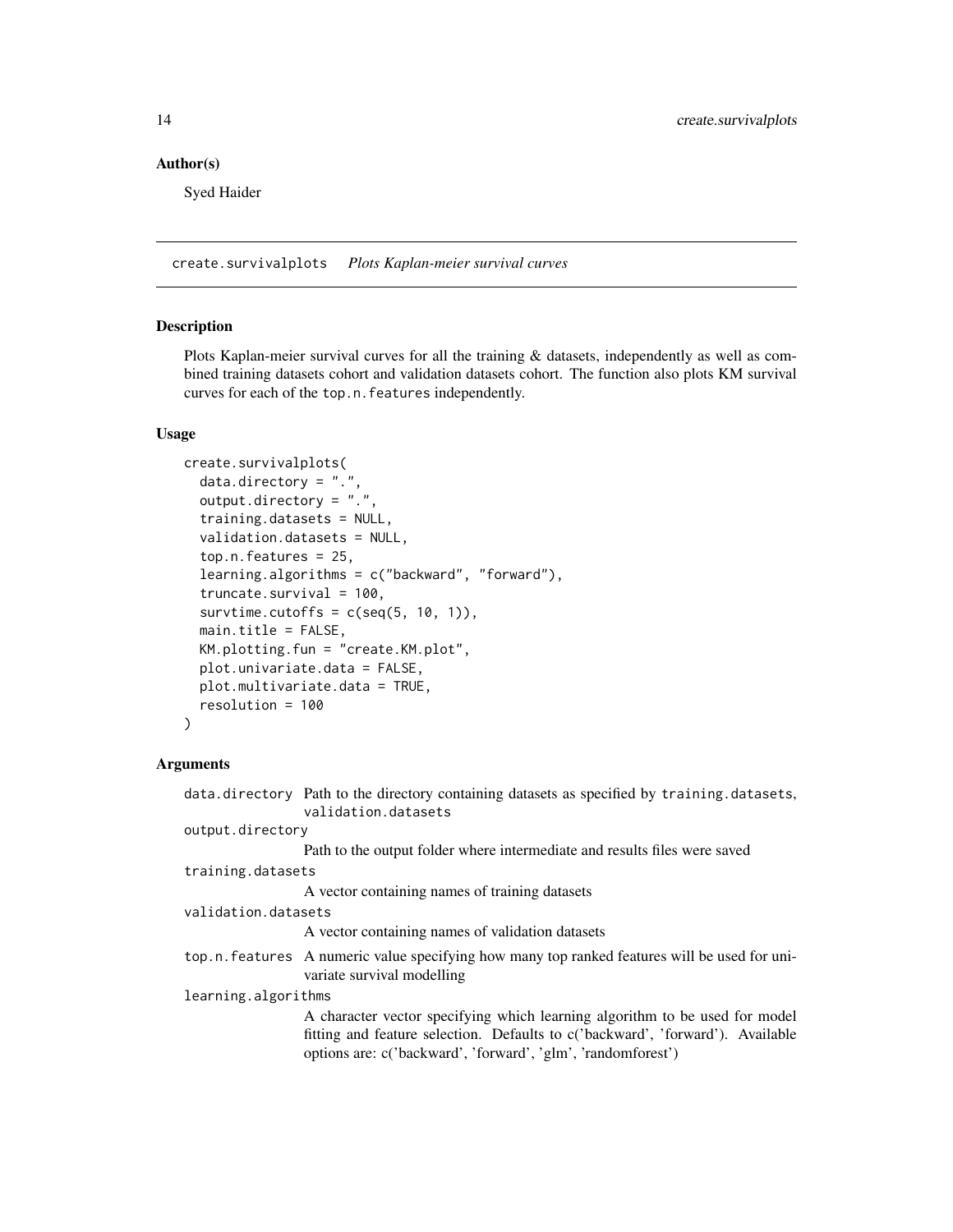### Author(s)

Syed Haider

## create.survivalplots *Plots Kaplan-meier survival curves*

### Description

Plots Kaplan-meier survival curves for all the training & datasets, independently as well as combined training datasets cohort and validation datasets cohort. The function also plots KM survival curves for each of the top.n.features independently.

### Usage

```
create.survivalplots(
  data.directory = ".",
  output.directory = ".",
  training.datasets = NULL,
  validation.datasets = NULL,
  top.n.features = 25,
  learning.algorithms = c("backward", "forward"),
  truncate.survival = 100,
  survtime.cutoffs = c(seq(5, 10, 1)),
  main.title = FALSE,
  KM.plotting.fun = "create.KM.plot",
  plot.univariate.data = FALSE,
  plot.multivariate.data = TRUE,
  resolution = 100
)
```

### Arguments

`data.directory` Path to the directory containing datasets as specified by `training.datasets`, `validation.datasets`

`output.directory`
Path to the output folder where intermediate and results files were saved

`training.datasets`
A vector containing names of training datasets

`validation.datasets`
A vector containing names of validation datasets

`top.n.features` A numeric value specifying how many top ranked features will be used for univariate survival modelling

`learning.algorithms`
A character vector specifying which learning algorithm to be used for model fitting and feature selection. Defaults to c('backward', 'forward'). Available options are: c('backward', 'forward', 'glm', 'randomforest')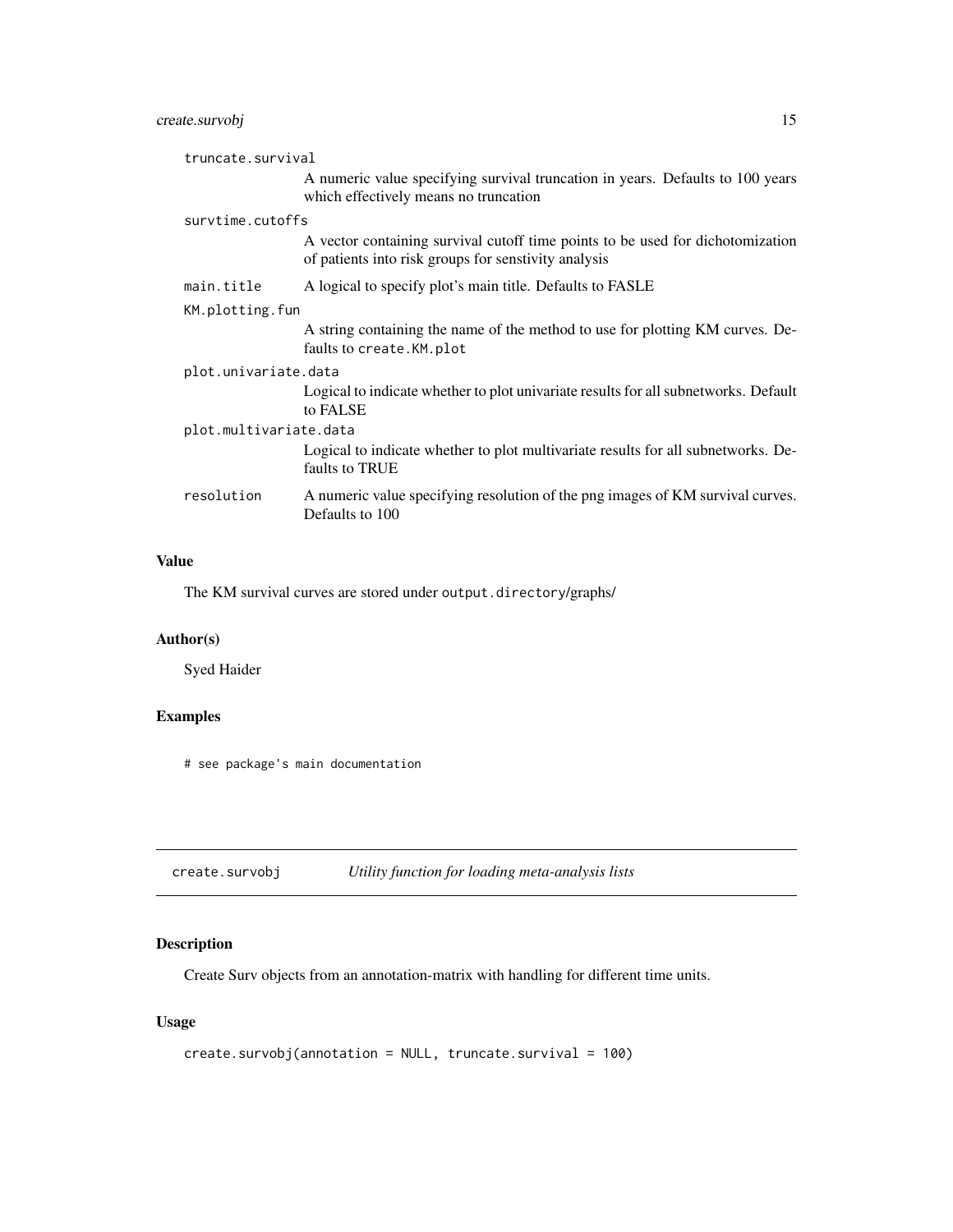truncate.survival
: A numeric value specifying survival truncation in years. Defaults to 100 years which effectively means no truncation

survtime.cutoffs
: A vector containing survival cutoff time points to be used for dichotomization of patients into risk groups for senstivity analysis

main.title
: A logical to specify plot's main title. Defaults to FASLE

KM.plotting.fun
: A string containing the name of the method to use for plotting KM curves. Defaults to `create.KM.plot`

plot.univariate.data
: Logical to indicate whether to plot univariate results for all subnetworks. Default to FALSE

plot.multivariate.data
: Logical to indicate whether to plot multivariate results for all subnetworks. Defaults to TRUE

resolution
: A numeric value specifying resolution of the png images of KM survival curves. Defaults to 100

### Value

The KM survival curves are stored under `output.directory`/graphs/

### Author(s)

Syed Haider

### Examples

```
# see package's main documentation
```

---

## create.survobj — *Utility function for loading meta-analysis lists*

### Description

Create Surv objects from an annotation-matrix with handling for different time units.

### Usage

```
create.survobj(annotation = NULL, truncate.survival = 100)
```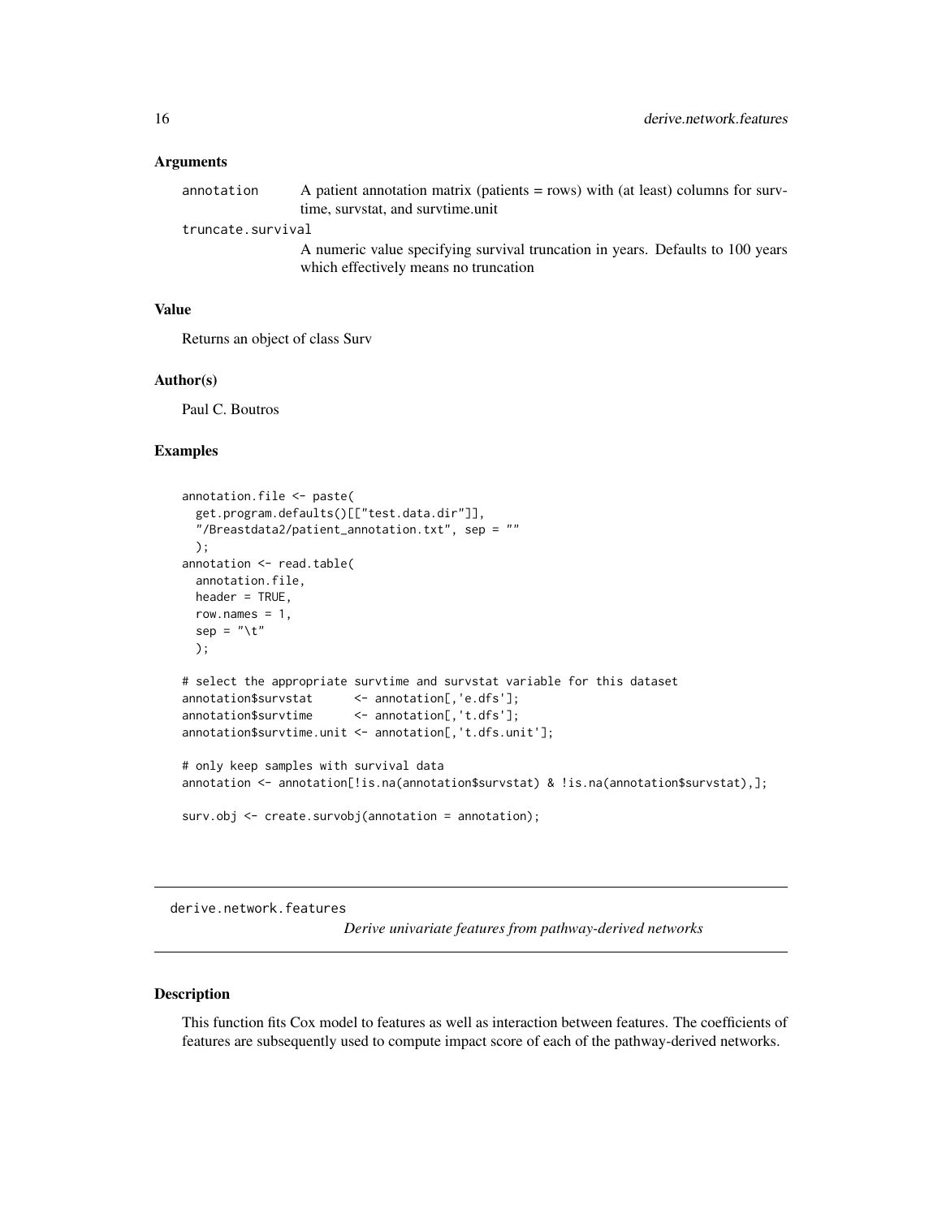### Arguments

annotation — A patient annotation matrix (patients = rows) with (at least) columns for survtime, survstat, and survtime.unit

truncate.survival — A numeric value specifying survival truncation in years. Defaults to 100 years which effectively means no truncation

### Value

Returns an object of class Surv

### Author(s)

Paul C. Boutros

### Examples

```
annotation.file <- paste(
  get.program.defaults()[["test.data.dir"]],
  "/Breastdata2/patient_annotation.txt", sep = ""
  );
annotation <- read.table(
  annotation.file,
  header = TRUE,
  row.names = 1,
  sep = "\t"
  );

# select the appropriate survtime and survstat variable for this dataset
annotation$survstat      <- annotation[,'e.dfs'];
annotation$survtime      <- annotation[,'t.dfs'];
annotation$survtime.unit <- annotation[,'t.dfs.unit'];

# only keep samples with survival data
annotation <- annotation[!is.na(annotation$survstat) & !is.na(annotation$survstat),];

surv.obj <- create.survobj(annotation = annotation);
```

---

## derive.network.features

*Derive univariate features from pathway-derived networks*

### Description

This function fits Cox model to features as well as interaction between features. The coefficients of features are subsequently used to compute impact score of each of the pathway-derived networks.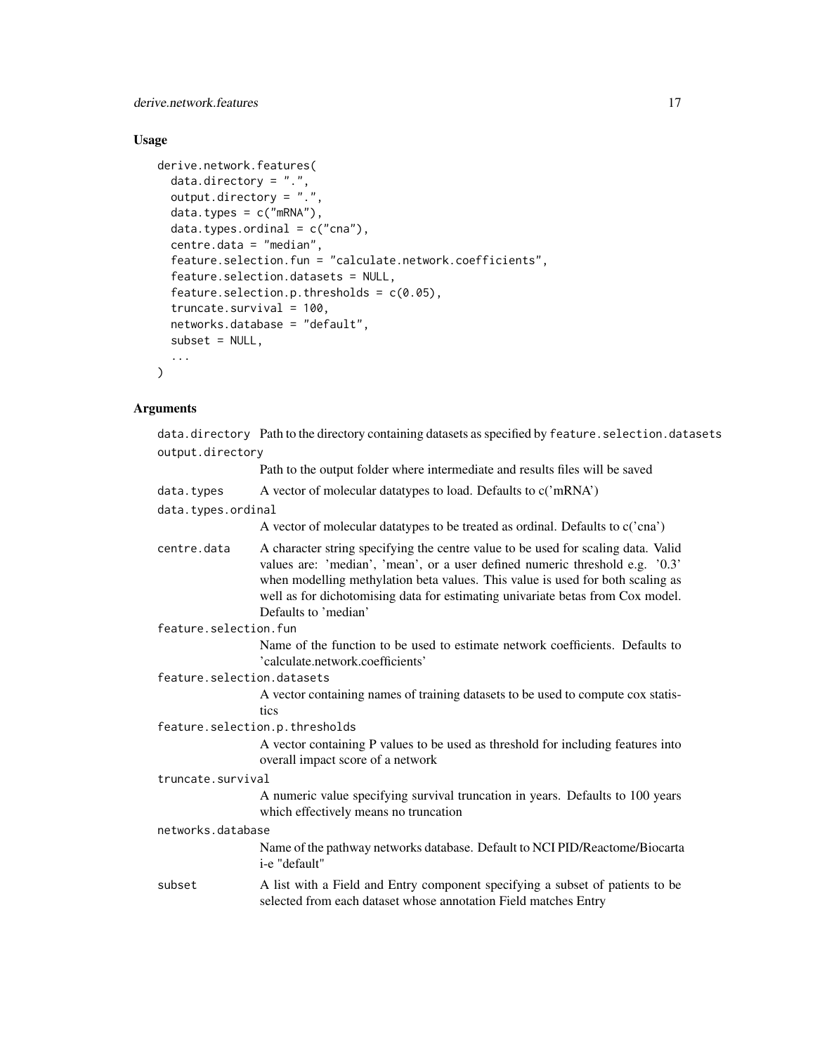## Usage

```
derive.network.features(
  data.directory = ".",
  output.directory = ".",
  data.types = c("mRNA"),
  data.types.ordinal = c("cna"),
  centre.data = "median",
  feature.selection.fun = "calculate.network.coefficients",
  feature.selection.datasets = NULL,
  feature.selection.p.thresholds = c(0.05),
  truncate.survival = 100,
  networks.database = "default",
  subset = NULL,
  ...
)
```

## Arguments

| | |
|---|---|
| `data.directory` | Path to the directory containing datasets as specified by `feature.selection.datasets` |
| `output.directory` | Path to the output folder where intermediate and results files will be saved |
| `data.types` | A vector of molecular datatypes to load. Defaults to c('mRNA') |
| `data.types.ordinal` | A vector of molecular datatypes to be treated as ordinal. Defaults to c('cna') |
| `centre.data` | A character string specifying the centre value to be used for scaling data. Valid values are: 'median', 'mean', or a user defined numeric threshold e.g. '0.3' when modelling methylation beta values. This value is used for both scaling as well as for dichotomising data for estimating univariate betas from Cox model. Defaults to 'median' |
| `feature.selection.fun` | Name of the function to be used to estimate network coefficients. Defaults to 'calculate.network.coefficients' |
| `feature.selection.datasets` | A vector containing names of training datasets to be used to compute cox statistics |
| `feature.selection.p.thresholds` | A vector containing P values to be used as threshold for including features into overall impact score of a network |
| `truncate.survival` | A numeric value specifying survival truncation in years. Defaults to 100 years which effectively means no truncation |
| `networks.database` | Name of the pathway networks database. Default to NCI PID/Reactome/Biocarta i-e "default" |
| `subset` | A list with a Field and Entry component specifying a subset of patients to be selected from each dataset whose annotation Field matches Entry |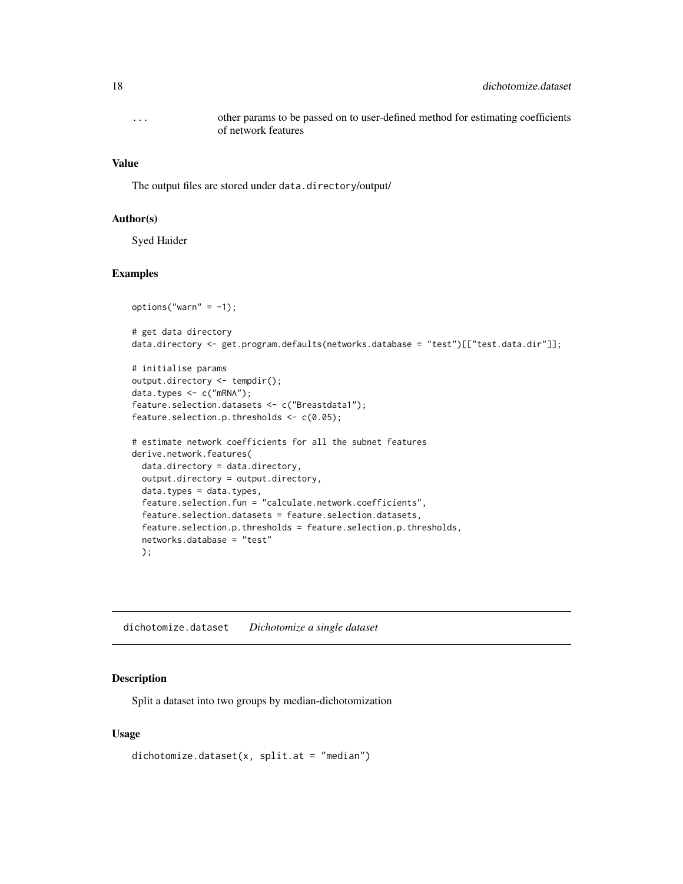| | |
|---|---|
| ... | other params to be passed on to user-defined method for estimating coefficients of network features |

### Value

The output files are stored under `data.directory`/output/

### Author(s)

Syed Haider

### Examples

```
options("warn" = -1);

# get data directory
data.directory <- get.program.defaults(networks.database = "test")[["test.data.dir"]];

# initialise params
output.directory <- tempdir();
data.types <- c("mRNA");
feature.selection.datasets <- c("Breastdata1");
feature.selection.p.thresholds <- c(0.05);

# estimate network coefficients for all the subnet features
derive.network.features(
  data.directory = data.directory,
  output.directory = output.directory,
  data.types = data.types,
  feature.selection.fun = "calculate.network.coefficients",
  feature.selection.datasets = feature.selection.datasets,
  feature.selection.p.thresholds = feature.selection.p.thresholds,
  networks.database = "test"
  );
```

---

## dichotomize.dataset *Dichotomize a single dataset*

---

### Description

Split a dataset into two groups by median-dichotomization

### Usage

```
dichotomize.dataset(x, split.at = "median")
```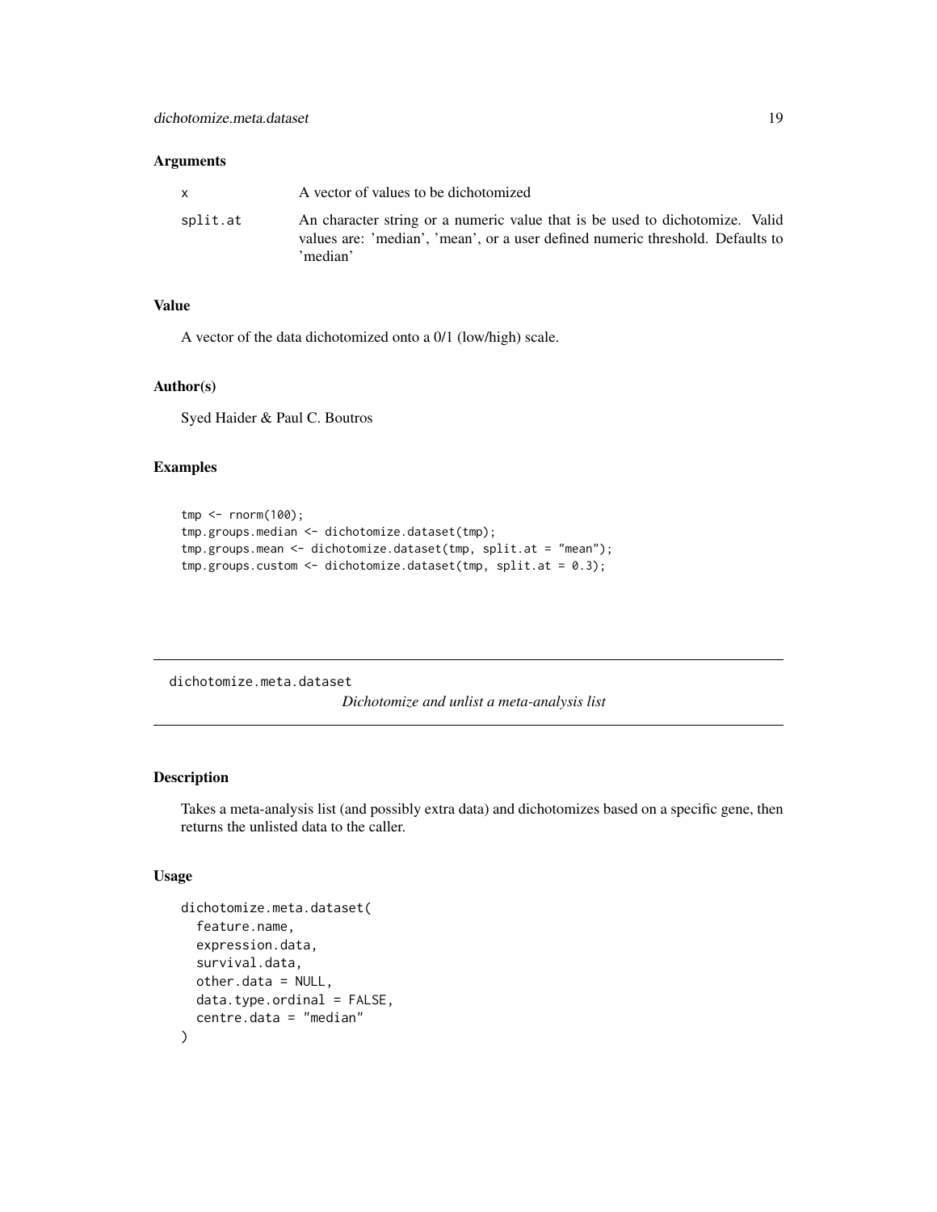### Arguments

| | |
|---|---|
| x | A vector of values to be dichotomized |
| split.at | An character string or a numeric value that is be used to dichotomize. Valid values are: 'median', 'mean', or a user defined numeric threshold. Defaults to 'median' |

### Value

A vector of the data dichotomized onto a 0/1 (low/high) scale.

### Author(s)

Syed Haider & Paul C. Boutros

### Examples

```
tmp <- rnorm(100);
tmp.groups.median <- dichotomize.dataset(tmp);
tmp.groups.mean <- dichotomize.dataset(tmp, split.at = "mean");
tmp.groups.custom <- dichotomize.dataset(tmp, split.at = 0.3);
```

---

## dichotomize.meta.dataset

*Dichotomize and unlist a meta-analysis list*

---

### Description

Takes a meta-analysis list (and possibly extra data) and dichotomizes based on a specific gene, then returns the unlisted data to the caller.

### Usage

```
dichotomize.meta.dataset(
  feature.name,
  expression.data,
  survival.data,
  other.data = NULL,
  data.type.ordinal = FALSE,
  centre.data = "median"
)
```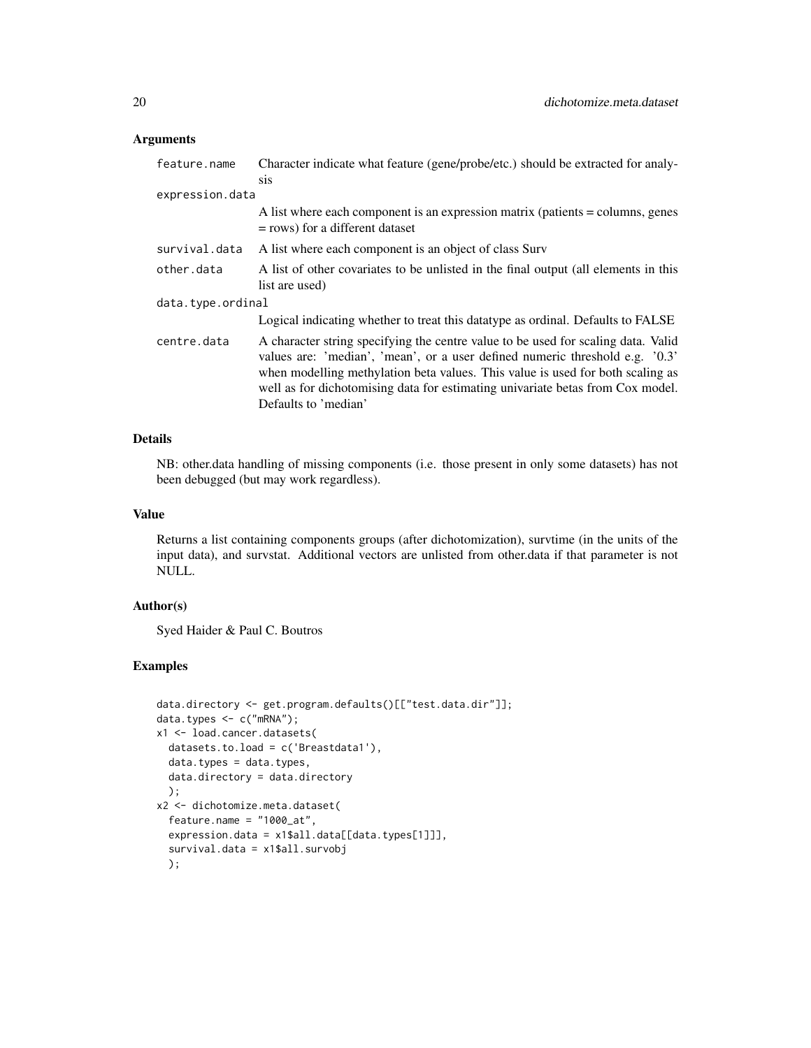## Arguments

| | |
|---|---|
| `feature.name` | Character indicate what feature (gene/probe/etc.) should be extracted for analysis |
| `expression.data` | A list where each component is an expression matrix (patients = columns, genes = rows) for a different dataset |
| `survival.data` | A list where each component is an object of class Surv |
| `other.data` | A list of other covariates to be unlisted in the final output (all elements in this list are used) |
| `data.type.ordinal` | Logical indicating whether to treat this datatype as ordinal. Defaults to FALSE |
| `centre.data` | A character string specifying the centre value to be used for scaling data. Valid values are: 'median', 'mean', or a user defined numeric threshold e.g. '0.3' when modelling methylation beta values. This value is used for both scaling as well as for dichotomising data for estimating univariate betas from Cox model. Defaults to 'median' |

## Details

NB: other.data handling of missing components (i.e. those present in only some datasets) has not been debugged (but may work regardless).

## Value

Returns a list containing components groups (after dichotomization), survtime (in the units of the input data), and survstat. Additional vectors are unlisted from other.data if that parameter is not NULL.

## Author(s)

Syed Haider & Paul C. Boutros

## Examples

```
data.directory <- get.program.defaults()[["test.data.dir"]];
data.types <- c("mRNA");
x1 <- load.cancer.datasets(
  datasets.to.load = c('Breastdata1'),
  data.types = data.types,
  data.directory = data.directory
  );
x2 <- dichotomize.meta.dataset(
  feature.name = "1000_at",
  expression.data = x1$all.data[[data.types[1]]],
  survival.data = x1$all.survobj
  );
```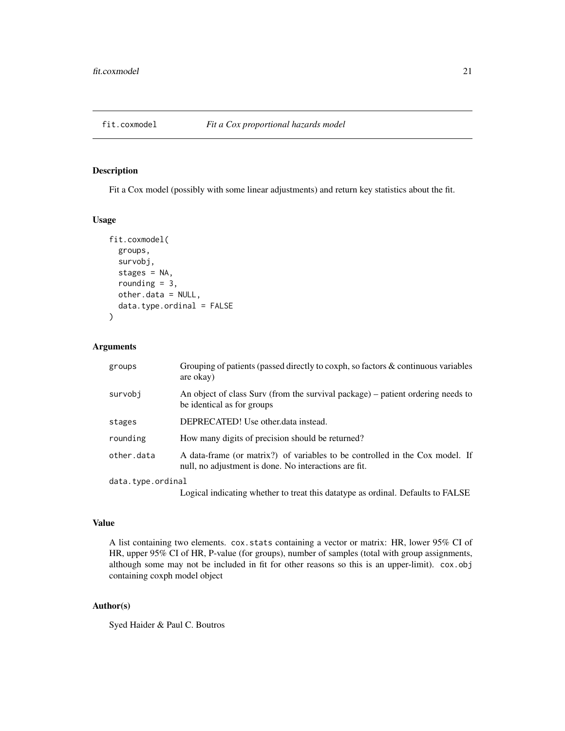# fit.coxmodel *Fit a Cox proportional hazards model*

## Description

Fit a Cox model (possibly with some linear adjustments) and return key statistics about the fit.

## Usage

```
fit.coxmodel(
  groups,
  survobj,
  stages = NA,
  rounding = 3,
  other.data = NULL,
  data.type.ordinal = FALSE
)
```

## Arguments

| | |
|---|---|
| groups | Grouping of patients (passed directly to coxph, so factors & continuous variables are okay) |
| survobj | An object of class Surv (from the survival package) – patient ordering needs to be identical as for groups |
| stages | DEPRECATED! Use other.data instead. |
| rounding | How many digits of precision should be returned? |
| other.data | A data-frame (or matrix?) of variables to be controlled in the Cox model. If null, no adjustment is done. No interactions are fit. |
| data.type.ordinal | Logical indicating whether to treat this datatype as ordinal. Defaults to FALSE |

## Value

A list containing two elements. `cox.stats` containing a vector or matrix: HR, lower 95% CI of HR, upper 95% CI of HR, P-value (for groups), number of samples (total with group assignments, although some may not be included in fit for other reasons so this is an upper-limit). `cox.obj` containing coxph model object

## Author(s)

Syed Haider & Paul C. Boutros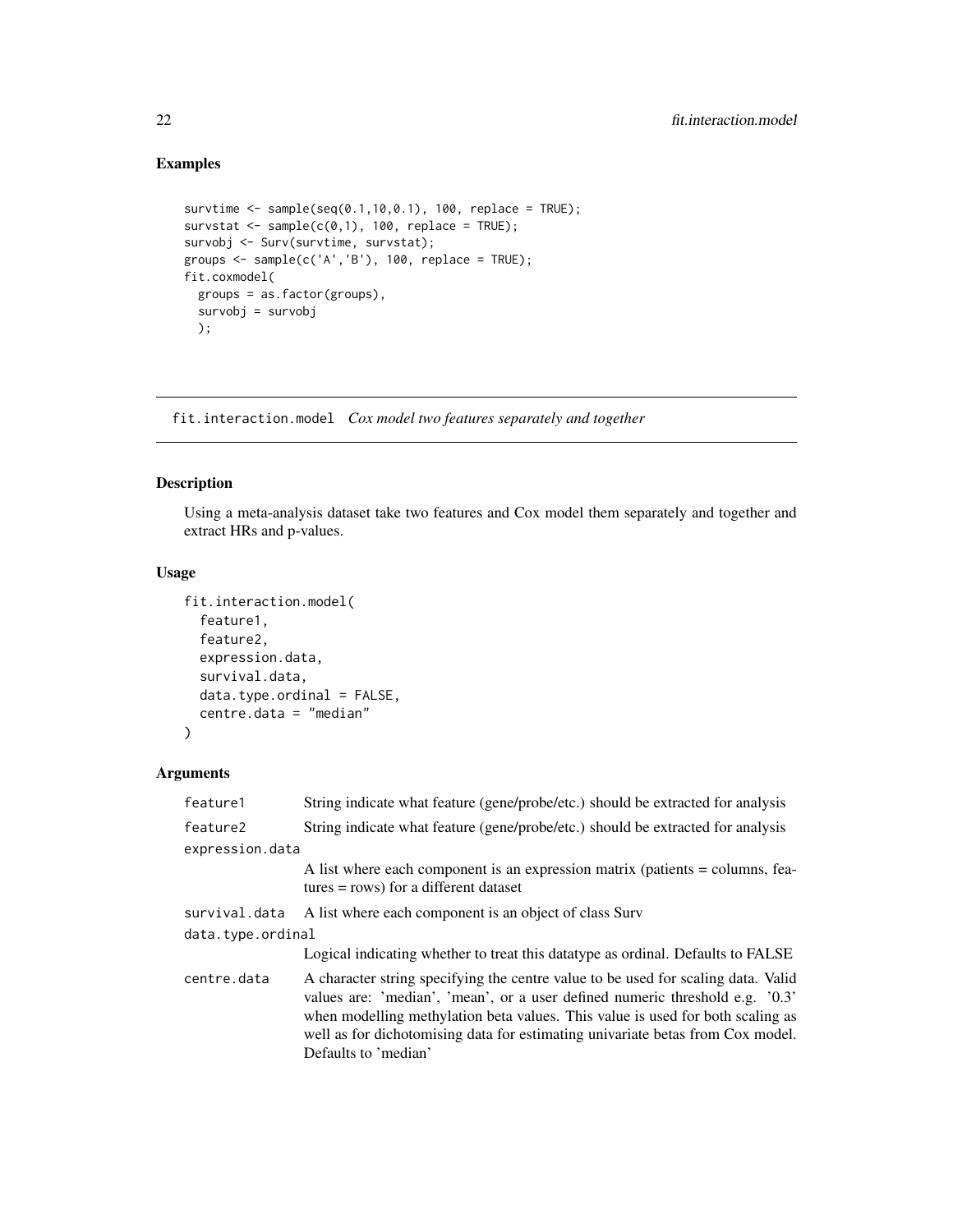## Examples

```
survtime <- sample(seq(0.1,10,0.1), 100, replace = TRUE);
survstat <- sample(c(0,1), 100, replace = TRUE);
survobj <- Surv(survtime, survstat);
groups <- sample(c('A','B'), 100, replace = TRUE);
fit.coxmodel(
  groups = as.factor(groups),
  survobj = survobj
  );
```

---

# fit.interaction.model *Cox model two features separately and together*

---

## Description

Using a meta-analysis dataset take two features and Cox model them separately and together and extract HRs and p-values.

## Usage

```
fit.interaction.model(
  feature1,
  feature2,
  expression.data,
  survival.data,
  data.type.ordinal = FALSE,
  centre.data = "median"
)
```

## Arguments

| | |
|---|---|
| feature1 | String indicate what feature (gene/probe/etc.) should be extracted for analysis |
| feature2 | String indicate what feature (gene/probe/etc.) should be extracted for analysis |
| expression.data | A list where each component is an expression matrix (patients = columns, features = rows) for a different dataset |
| survival.data | A list where each component is an object of class Surv |
| data.type.ordinal | Logical indicating whether to treat this datatype as ordinal. Defaults to FALSE |
| centre.data | A character string specifying the centre value to be used for scaling data. Valid values are: 'median', 'mean', or a user defined numeric threshold e.g. '0.3' when modelling methylation beta values. This value is used for both scaling as well as for dichotomising data for estimating univariate betas from Cox model. Defaults to 'median' |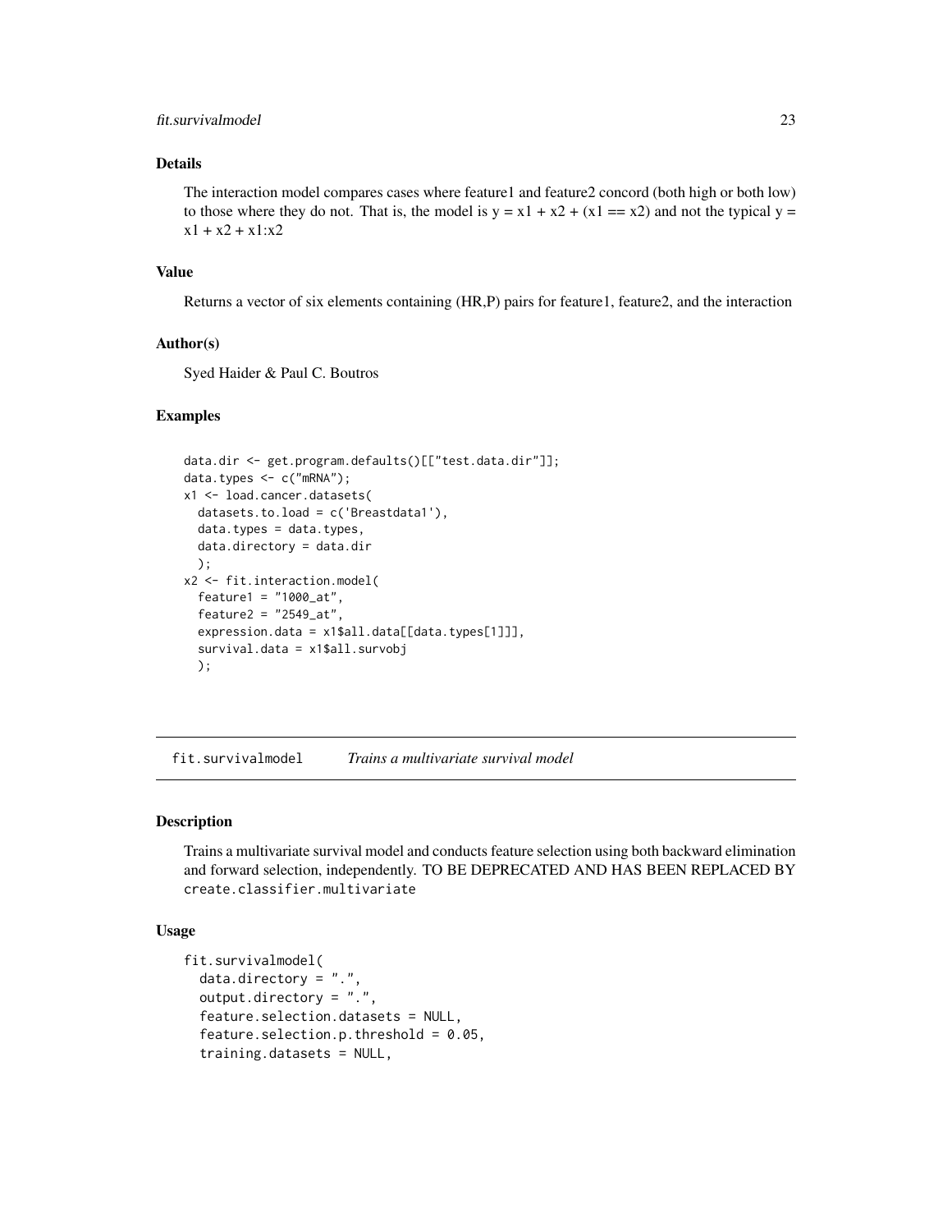### Details

The interaction model compares cases where feature1 and feature2 concord (both high or both low) to those where they do not. That is, the model is y = x1 + x2 + (x1 == x2) and not the typical y = x1 + x2 + x1:x2

### Value

Returns a vector of six elements containing (HR,P) pairs for feature1, feature2, and the interaction

### Author(s)

Syed Haider & Paul C. Boutros

### Examples

```
data.dir <- get.program.defaults()[["test.data.dir"]];
data.types <- c("mRNA");
x1 <- load.cancer.datasets(
  datasets.to.load = c('Breastdata1'),
  data.types = data.types,
  data.directory = data.dir
  );
x2 <- fit.interaction.model(
  feature1 = "1000_at",
  feature2 = "2549_at",
  expression.data = x1$all.data[[data.types[1]]],
  survival.data = x1$all.survobj
  );
```

---

## fit.survivalmodel *Trains a multivariate survival model*

### Description

Trains a multivariate survival model and conducts feature selection using both backward elimination and forward selection, independently. TO BE DEPRECATED AND HAS BEEN REPLACED BY `create.classifier.multivariate`

### Usage

```
fit.survivalmodel(
  data.directory = ".",
  output.directory = ".",
  feature.selection.datasets = NULL,
  feature.selection.p.threshold = 0.05,
  training.datasets = NULL,
```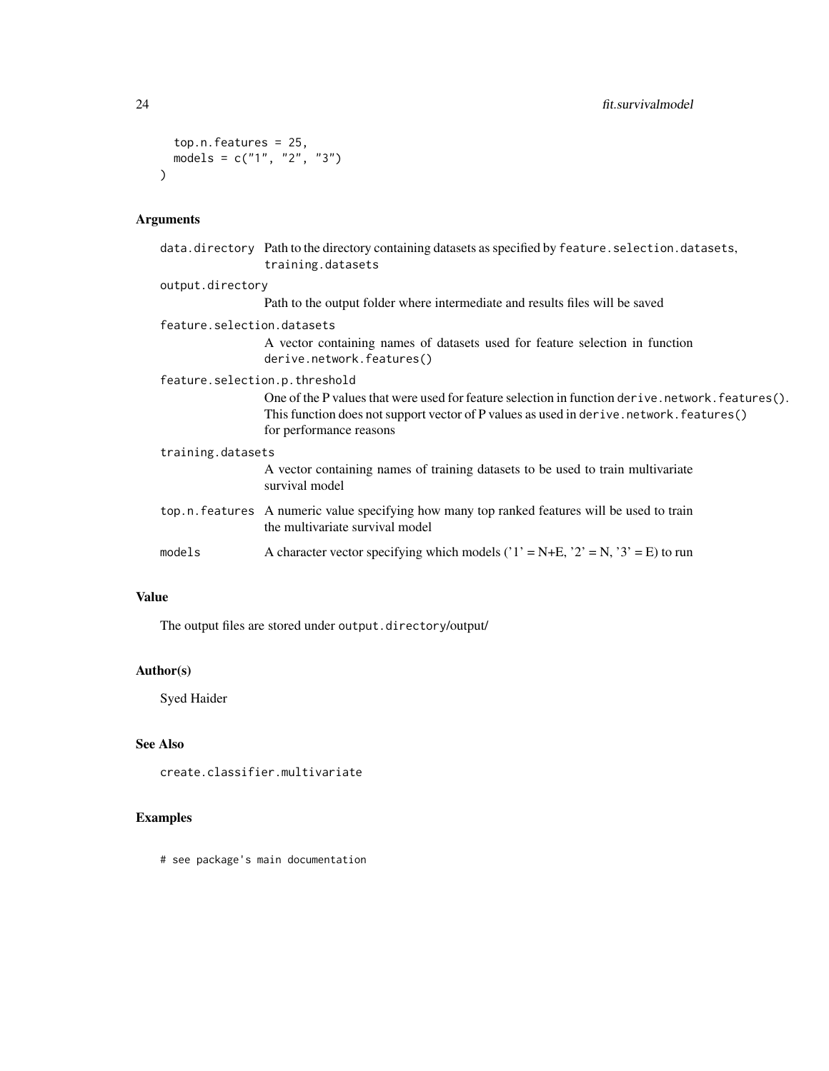```
  top.n.features = 25,
  models = c("1", "2", "3")
)
```

## Arguments

| | |
|---|---|
| `data.directory` | Path to the directory containing datasets as specified by `feature.selection.datasets`, `training.datasets` |
| `output.directory` | Path to the output folder where intermediate and results files will be saved |
| `feature.selection.datasets` | A vector containing names of datasets used for feature selection in function `derive.network.features()` |
| `feature.selection.p.threshold` | One of the P values that were used for feature selection in function `derive.network.features()`. This function does not support vector of P values as used in `derive.network.features()` for performance reasons |
| `training.datasets` | A vector containing names of training datasets to be used to train multivariate survival model |
| `top.n.features` | A numeric value specifying how many top ranked features will be used to train the multivariate survival model |
| `models` | A character vector specifying which models ('1' = N+E, '2' = N, '3' = E) to run |

## Value

The output files are stored under `output.directory`/output/

## Author(s)

Syed Haider

## See Also

`create.classifier.multivariate`

## Examples

```
# see package's main documentation
```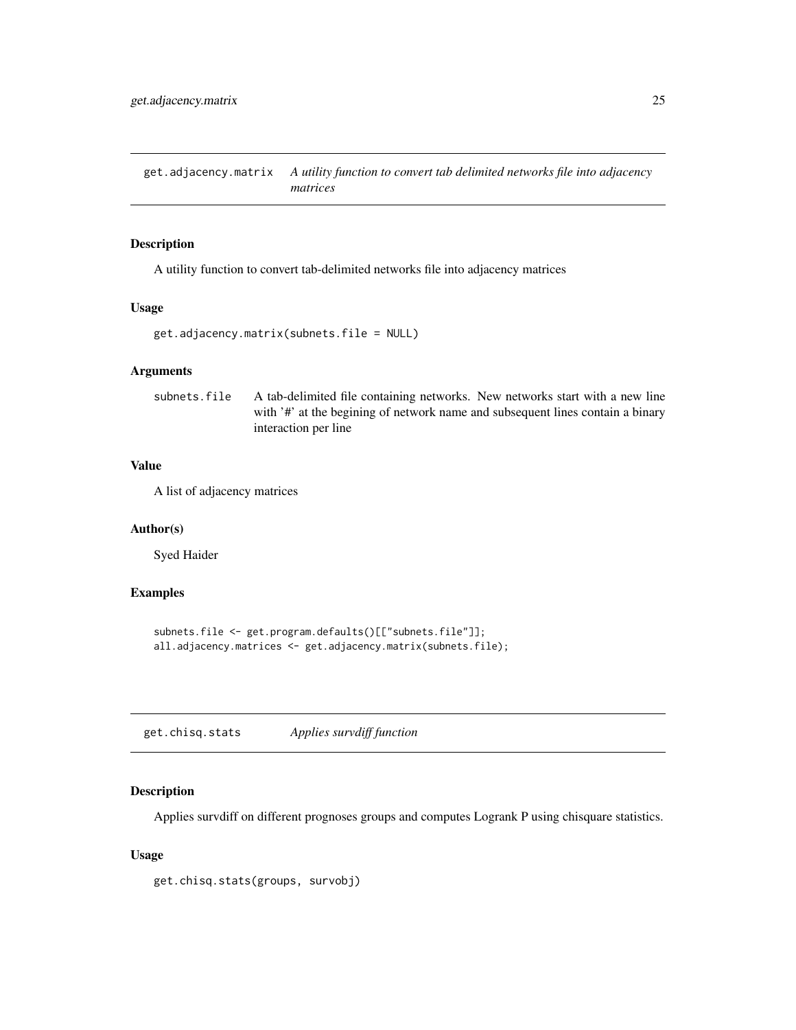## get.adjacency.matrix — *A utility function to convert tab delimited networks file into adjacency matrices*

### Description

A utility function to convert tab-delimited networks file into adjacency matrices

### Usage

```
get.adjacency.matrix(subnets.file = NULL)
```

### Arguments

| | |
|---|---|
| subnets.file | A tab-delimited file containing networks. New networks start with a new line with '#' at the begining of network name and subsequent lines contain a binary interaction per line |

### Value

A list of adjacency matrices

### Author(s)

Syed Haider

### Examples

```
subnets.file <- get.program.defaults()[["subnets.file"]];
all.adjacency.matrices <- get.adjacency.matrix(subnets.file);
```

## get.chisq.stats — *Applies survdiff function*

### Description

Applies survdiff on different prognoses groups and computes Logrank P using chisquare statistics.

### Usage

```
get.chisq.stats(groups, survobj)
```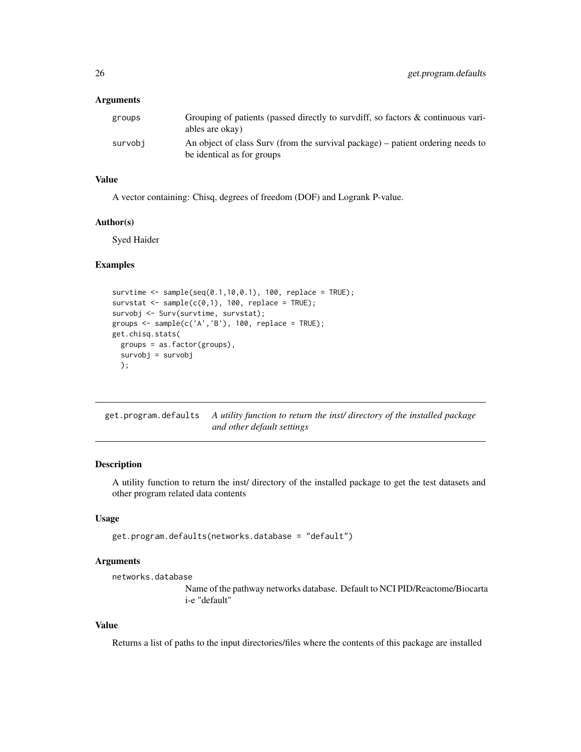### Arguments

- **groups**: Grouping of patients (passed directly to survdiff, so factors & continuous variables are okay)
- **survobj**: An object of class Surv (from the survival package) – patient ordering needs to be identical as for groups

### Value

A vector containing: Chisq, degrees of freedom (DOF) and Logrank P-value.

### Author(s)

Syed Haider

### Examples

```
survtime <- sample(seq(0.1,10,0.1), 100, replace = TRUE);
survstat <- sample(c(0,1), 100, replace = TRUE);
survobj <- Surv(survtime, survstat);
groups <- sample(c('A','B'), 100, replace = TRUE);
get.chisq.stats(
  groups = as.factor(groups),
  survobj = survobj
  );
```

---

## get.program.defaults — *A utility function to return the inst/ directory of the installed package and other default settings*

---

### Description

A utility function to return the inst/ directory of the installed package to get the test datasets and other program related data contents

### Usage

```
get.program.defaults(networks.database = "default")
```

### Arguments

- **networks.database**: Name of the pathway networks database. Default to NCI PID/Reactome/Biocarta i-e "default"

### Value

Returns a list of paths to the input directories/files where the contents of this package are installed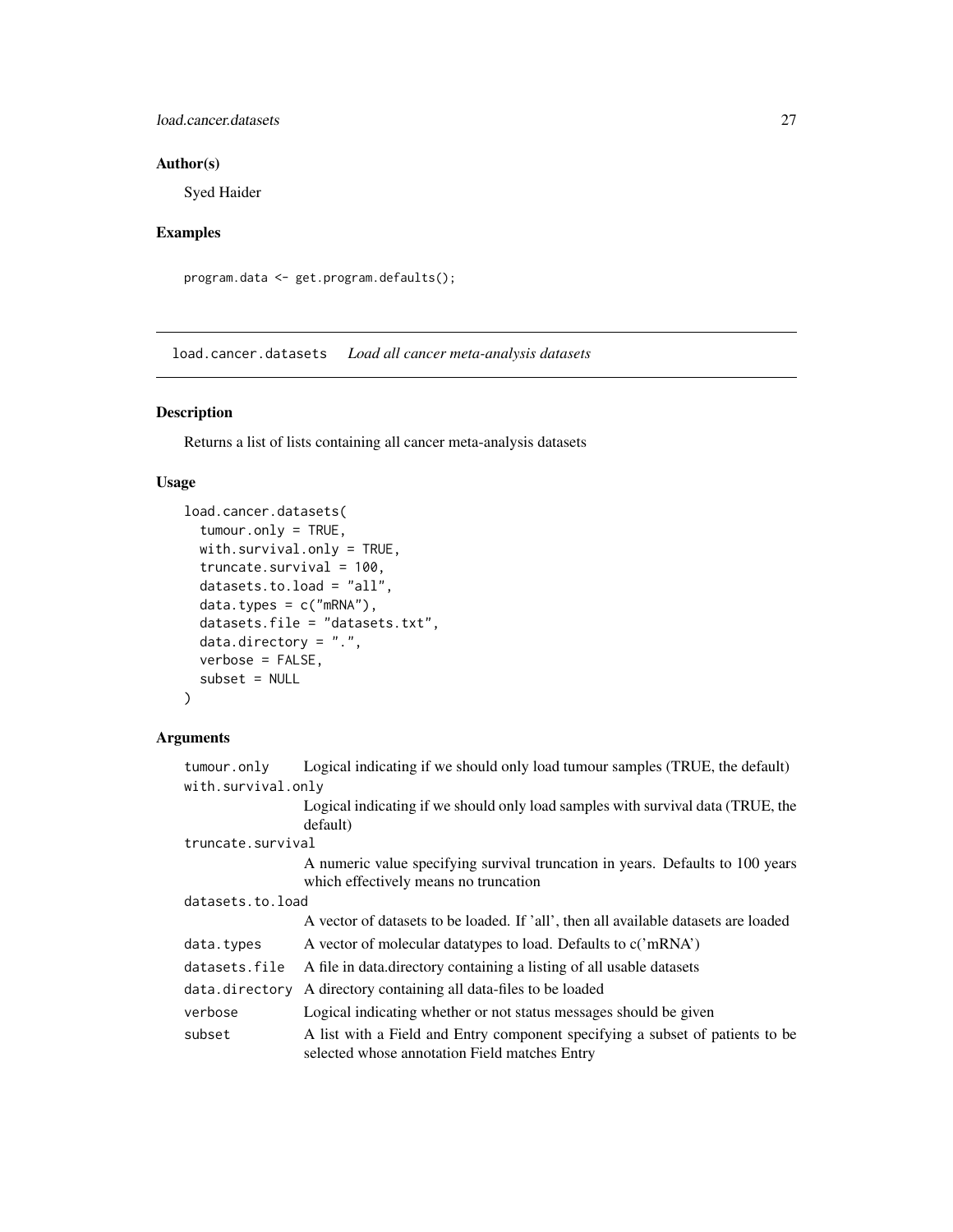## Author(s)

Syed Haider

## Examples

```
program.data <- get.program.defaults();
```

---

# load.cancer.datasets *Load all cancer meta-analysis datasets*

## Description

Returns a list of lists containing all cancer meta-analysis datasets

## Usage

```
load.cancer.datasets(
  tumour.only = TRUE,
  with.survival.only = TRUE,
  truncate.survival = 100,
  datasets.to.load = "all",
  data.types = c("mRNA"),
  datasets.file = "datasets.txt",
  data.directory = ".",
  verbose = FALSE,
  subset = NULL
)
```

## Arguments

| | |
|---|---|
| `tumour.only` | Logical indicating if we should only load tumour samples (TRUE, the default) |
| `with.survival.only` | Logical indicating if we should only load samples with survival data (TRUE, the default) |
| `truncate.survival` | A numeric value specifying survival truncation in years. Defaults to 100 years which effectively means no truncation |
| `datasets.to.load` | A vector of datasets to be loaded. If 'all', then all available datasets are loaded |
| `data.types` | A vector of molecular datatypes to load. Defaults to c('mRNA') |
| `datasets.file` | A file in data.directory containing a listing of all usable datasets |
| `data.directory` | A directory containing all data-files to be loaded |
| `verbose` | Logical indicating whether or not status messages should be given |
| `subset` | A list with a Field and Entry component specifying a subset of patients to be selected whose annotation Field matches Entry |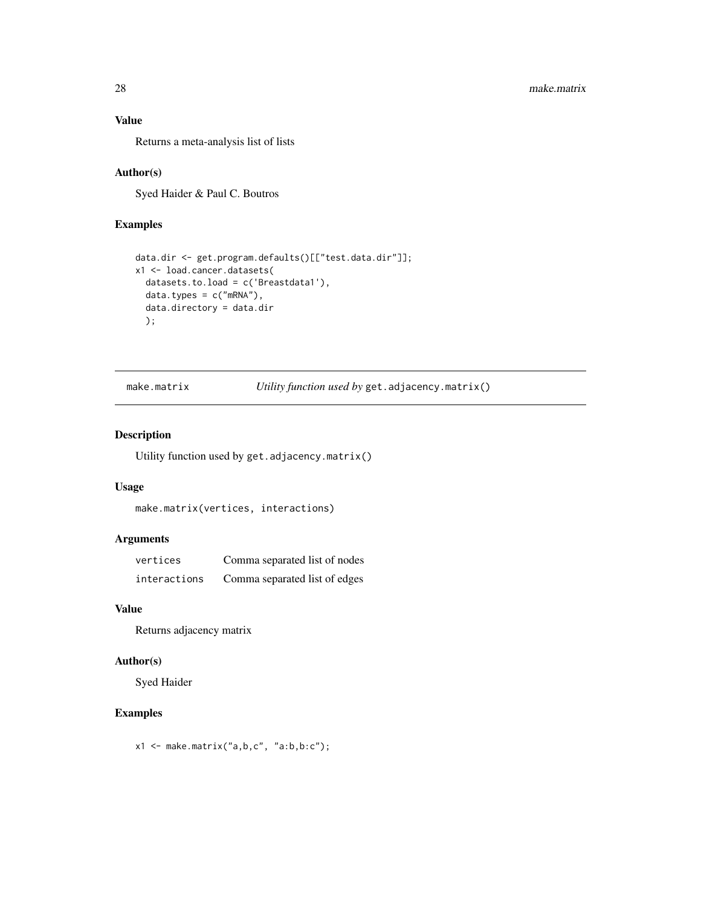### Value

Returns a meta-analysis list of lists

### Author(s)

Syed Haider & Paul C. Boutros

### Examples

```
data.dir <- get.program.defaults()[["test.data.dir"]];
x1 <- load.cancer.datasets(
  datasets.to.load = c('Breastdata1'),
  data.types = c("mRNA"),
  data.directory = data.dir
  );
```

---

## make.matrix *Utility function used by* `get.adjacency.matrix()`

---

### Description

Utility function used by `get.adjacency.matrix()`

### Usage

```
make.matrix(vertices, interactions)
```

### Arguments

| | |
|---|---|
| `vertices` | Comma separated list of nodes |
| `interactions` | Comma separated list of edges |

### Value

Returns adjacency matrix

### Author(s)

Syed Haider

### Examples

```
x1 <- make.matrix("a,b,c", "a:b,b:c");
```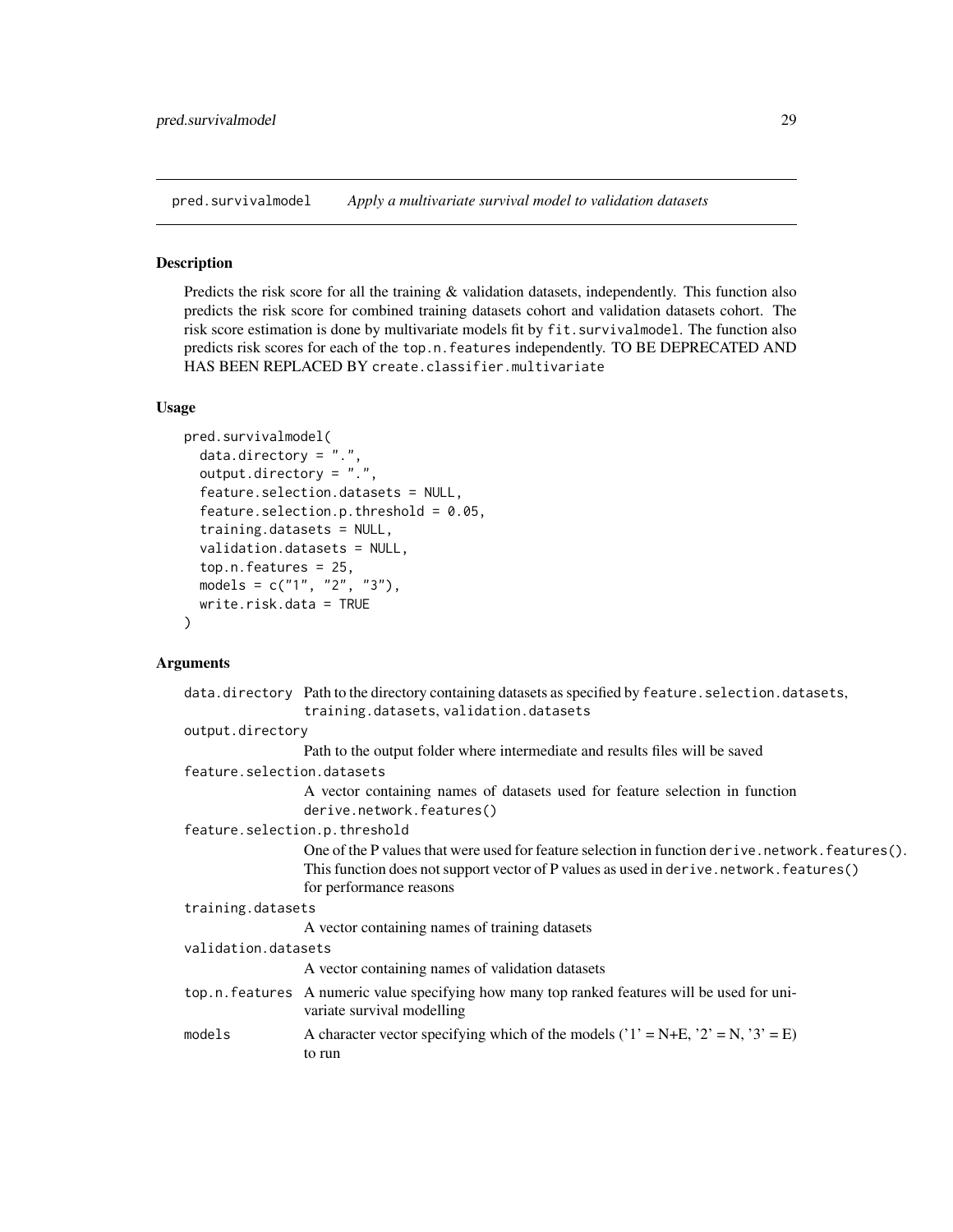pred.survivalmodel *Apply a multivariate survival model to validation datasets*

## Description

Predicts the risk score for all the training & validation datasets, independently. This function also predicts the risk score for combined training datasets cohort and validation datasets cohort. The risk score estimation is done by multivariate models fit by `fit.survivalmodel`. The function also predicts risk scores for each of the `top.n.features` independently. TO BE DEPRECATED AND HAS BEEN REPLACED BY `create.classifier.multivariate`

## Usage

```
pred.survivalmodel(
  data.directory = ".",
  output.directory = ".",
  feature.selection.datasets = NULL,
  feature.selection.p.threshold = 0.05,
  training.datasets = NULL,
  validation.datasets = NULL,
  top.n.features = 25,
  models = c("1", "2", "3"),
  write.risk.data = TRUE
)
```

## Arguments

`data.directory` Path to the directory containing datasets as specified by `feature.selection.datasets`, `training.datasets`, `validation.datasets`

`output.directory` Path to the output folder where intermediate and results files will be saved

`feature.selection.datasets` A vector containing names of datasets used for feature selection in function `derive.network.features()`

`feature.selection.p.threshold` One of the P values that were used for feature selection in function `derive.network.features()`. This function does not support vector of P values as used in `derive.network.features()` for performance reasons

`training.datasets` A vector containing names of training datasets

`validation.datasets` A vector containing names of validation datasets

`top.n.features` A numeric value specifying how many top ranked features will be used for univariate survival modelling

`models` A character vector specifying which of the models ('1' = N+E, '2' = N, '3' = E) to run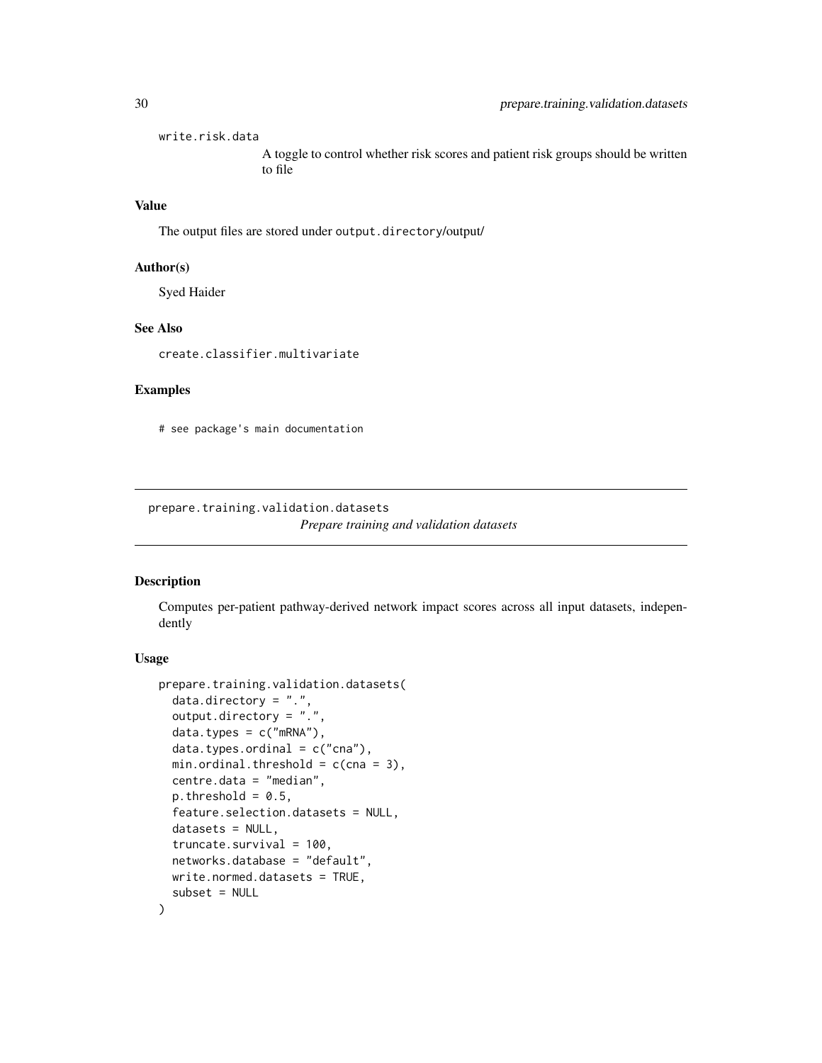write.risk.data
: A toggle to control whether risk scores and patient risk groups should be written to file

### Value

The output files are stored under `output.directory`/output/

### Author(s)

Syed Haider

### See Also

`create.classifier.multivariate`

### Examples

```
# see package's main documentation
```

---

## prepare.training.validation.datasets

*Prepare training and validation datasets*

---

### Description

Computes per-patient pathway-derived network impact scores across all input datasets, independently

### Usage

```
prepare.training.validation.datasets(
  data.directory = ".",
  output.directory = ".",
  data.types = c("mRNA"),
  data.types.ordinal = c("cna"),
  min.ordinal.threshold = c(cna = 3),
  centre.data = "median",
  p.threshold = 0.5,
  feature.selection.datasets = NULL,
  datasets = NULL,
  truncate.survival = 100,
  networks.database = "default",
  write.normed.datasets = TRUE,
  subset = NULL
)
```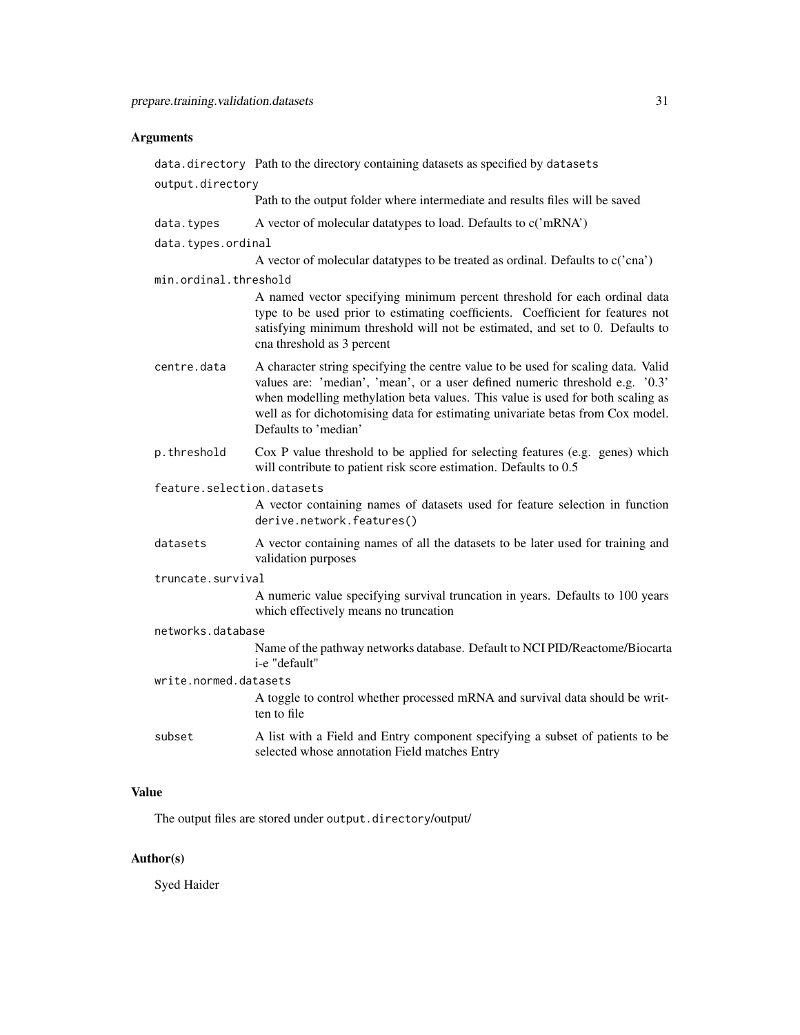### Arguments

| | |
|---|---|
| `data.directory` | Path to the directory containing datasets as specified by `datasets` |
| `output.directory` | Path to the output folder where intermediate and results files will be saved |
| `data.types` | A vector of molecular datatypes to load. Defaults to c('mRNA') |
| `data.types.ordinal` | A vector of molecular datatypes to be treated as ordinal. Defaults to c('cna') |
| `min.ordinal.threshold` | A named vector specifying minimum percent threshold for each ordinal data type to be used prior to estimating coefficients. Coefficient for features not satisfying minimum threshold will not be estimated, and set to 0. Defaults to cna threshold as 3 percent |
| `centre.data` | A character string specifying the centre value to be used for scaling data. Valid values are: 'median', 'mean', or a user defined numeric threshold e.g. '0.3' when modelling methylation beta values. This value is used for both scaling as well as for dichotomising data for estimating univariate betas from Cox model. Defaults to 'median' |
| `p.threshold` | Cox P value threshold to be applied for selecting features (e.g. genes) which will contribute to patient risk score estimation. Defaults to 0.5 |
| `feature.selection.datasets` | A vector containing names of datasets used for feature selection in function `derive.network.features()` |
| `datasets` | A vector containing names of all the datasets to be later used for training and validation purposes |
| `truncate.survival` | A numeric value specifying survival truncation in years. Defaults to 100 years which effectively means no truncation |
| `networks.database` | Name of the pathway networks database. Default to NCI PID/Reactome/Biocarta i-e "default" |
| `write.normed.datasets` | A toggle to control whether processed mRNA and survival data should be written to file |
| `subset` | A list with a Field and Entry component specifying a subset of patients to be selected whose annotation Field matches Entry |

### Value

The output files are stored under `output.directory`/output/

### Author(s)

Syed Haider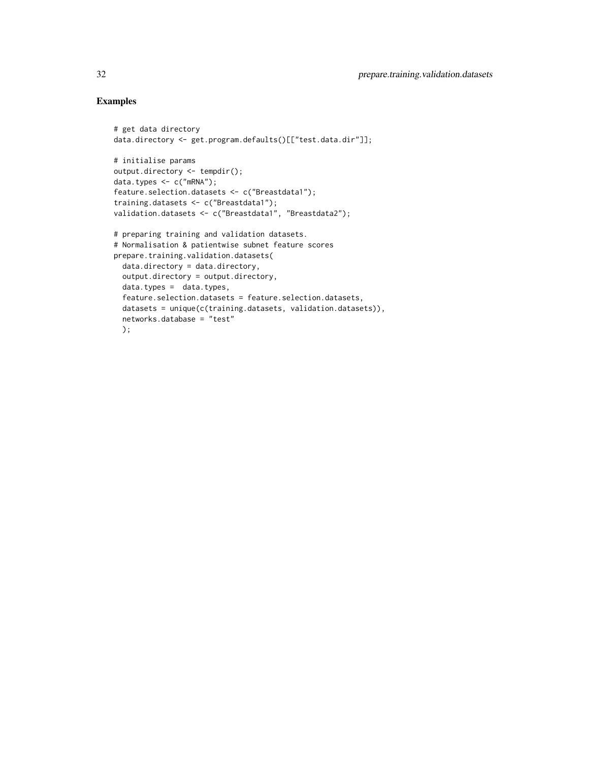## Examples

```
# get data directory
data.directory <- get.program.defaults()[["test.data.dir"]];

# initialise params
output.directory <- tempdir();
data.types <- c("mRNA");
feature.selection.datasets <- c("Breastdata1");
training.datasets <- c("Breastdata1");
validation.datasets <- c("Breastdata1", "Breastdata2");

# preparing training and validation datasets.
# Normalisation & patientwise subnet feature scores
prepare.training.validation.datasets(
  data.directory = data.directory,
  output.directory = output.directory,
  data.types =  data.types,
  feature.selection.datasets = feature.selection.datasets,
  datasets = unique(c(training.datasets, validation.datasets)),
  networks.database = "test"
  );
```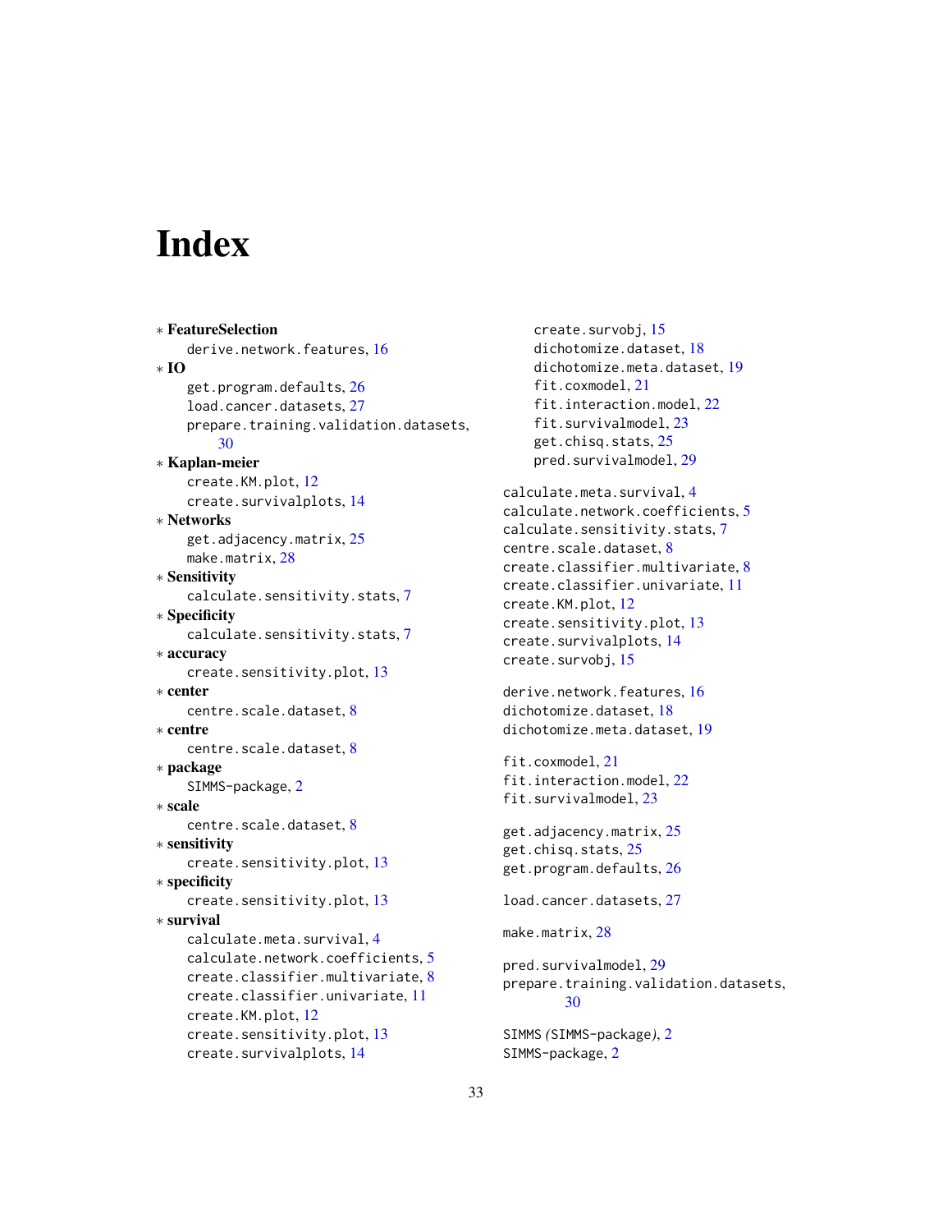# Index

* **FeatureSelection**
  - derive.network.features, 16
* **IO**
  - get.program.defaults, 26
  - load.cancer.datasets, 27
  - prepare.training.validation.datasets, 30
* **Kaplan-meier**
  - create.KM.plot, 12
  - create.survivalplots, 14
* **Networks**
  - get.adjacency.matrix, 25
  - make.matrix, 28
* **Sensitivity**
  - calculate.sensitivity.stats, 7
* **Specificity**
  - calculate.sensitivity.stats, 7
* **accuracy**
  - create.sensitivity.plot, 13
* **center**
  - centre.scale.dataset, 8
* **centre**
  - centre.scale.dataset, 8
* **package**
  - SIMMS-package, 2
* **scale**
  - centre.scale.dataset, 8
* **sensitivity**
  - create.sensitivity.plot, 13
* **specificity**
  - create.sensitivity.plot, 13
* **survival**
  - calculate.meta.survival, 4
  - calculate.network.coefficients, 5
  - create.classifier.multivariate, 8
  - create.classifier.univariate, 11
  - create.KM.plot, 12
  - create.sensitivity.plot, 13
  - create.survivalplots, 14
  - create.survobj, 15
  - dichotomize.dataset, 18
  - dichotomize.meta.dataset, 19
  - fit.coxmodel, 21
  - fit.interaction.model, 22
  - fit.survivalmodel, 23
  - get.chisq.stats, 25
  - pred.survivalmodel, 29

calculate.meta.survival, 4
calculate.network.coefficients, 5
calculate.sensitivity.stats, 7
centre.scale.dataset, 8
create.classifier.multivariate, 8
create.classifier.univariate, 11
create.KM.plot, 12
create.sensitivity.plot, 13
create.survivalplots, 14
create.survobj, 15

derive.network.features, 16
dichotomize.dataset, 18
dichotomize.meta.dataset, 19

fit.coxmodel, 21
fit.interaction.model, 22
fit.survivalmodel, 23

get.adjacency.matrix, 25
get.chisq.stats, 25
get.program.defaults, 26

load.cancer.datasets, 27

make.matrix, 28

pred.survivalmodel, 29
prepare.training.validation.datasets, 30

SIMMS *(SIMMS-package)*, 2
SIMMS-package, 2